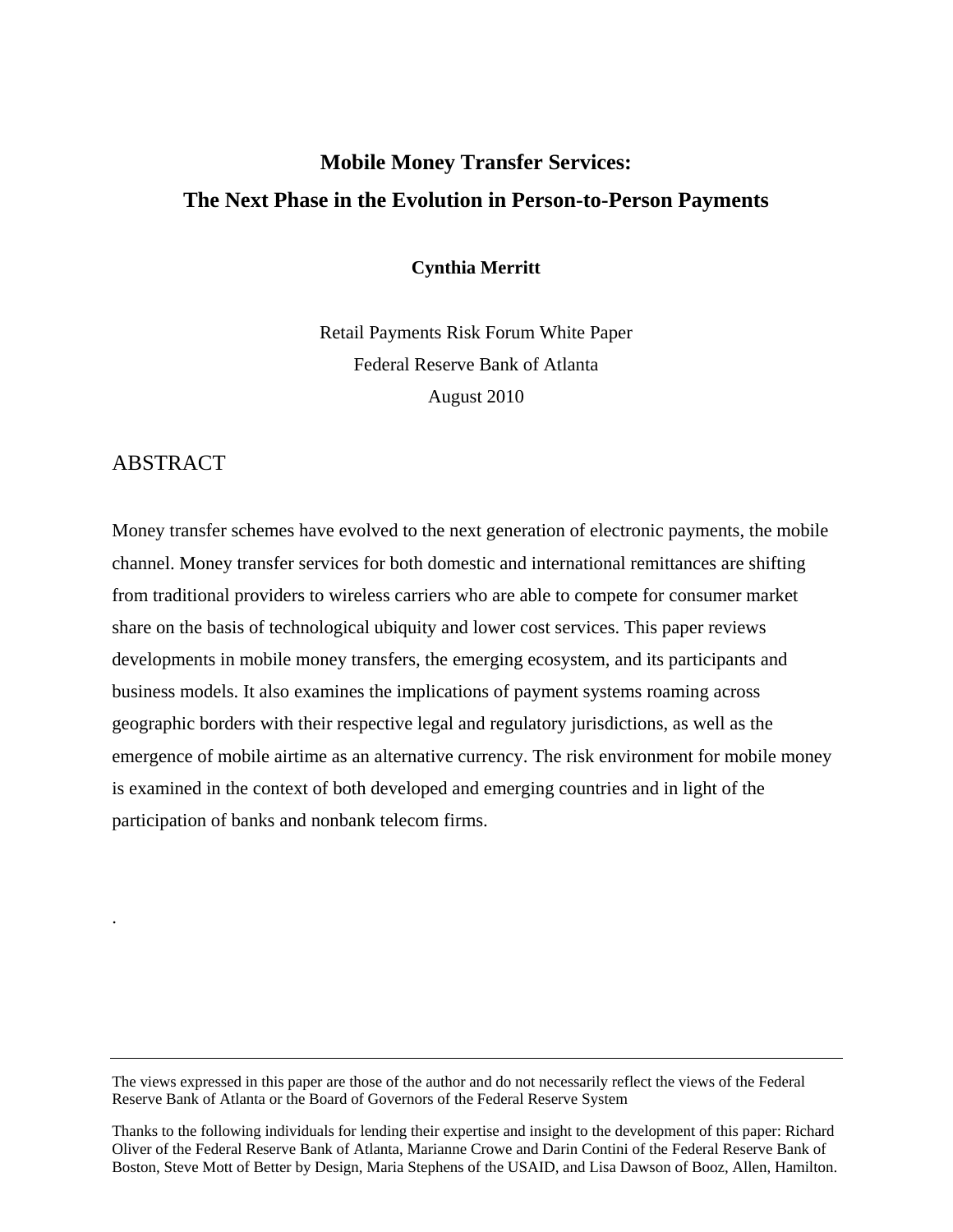# Mobile Money Transfer Services:
# The Next Phase in the Evolution in Person-to-Person Payments

**Cynthia Merritt**

Retail Payments Risk Forum White Paper
Federal Reserve Bank of Atlanta
August 2010

## ABSTRACT

Money transfer schemes have evolved to the next generation of electronic payments, the mobile channel. Money transfer services for both domestic and international remittances are shifting from traditional providers to wireless carriers who are able to compete for consumer market share on the basis of technological ubiquity and lower cost services. This paper reviews developments in mobile money transfers, the emerging ecosystem, and its participants and business models. It also examines the implications of payment systems roaming across geographic borders with their respective legal and regulatory jurisdictions, as well as the emergence of mobile airtime as an alternative currency. The risk environment for mobile money is examined in the context of both developed and emerging countries and in light of the participation of banks and nonbank telecom firms.

.

---

The views expressed in this paper are those of the author and do not necessarily reflect the views of the Federal Reserve Bank of Atlanta or the Board of Governors of the Federal Reserve System

Thanks to the following individuals for lending their expertise and insight to the development of this paper: Richard Oliver of the Federal Reserve Bank of Atlanta, Marianne Crowe and Darin Contini of the Federal Reserve Bank of Boston, Steve Mott of Better by Design, Maria Stephens of the USAID, and Lisa Dawson of Booz, Allen, Hamilton.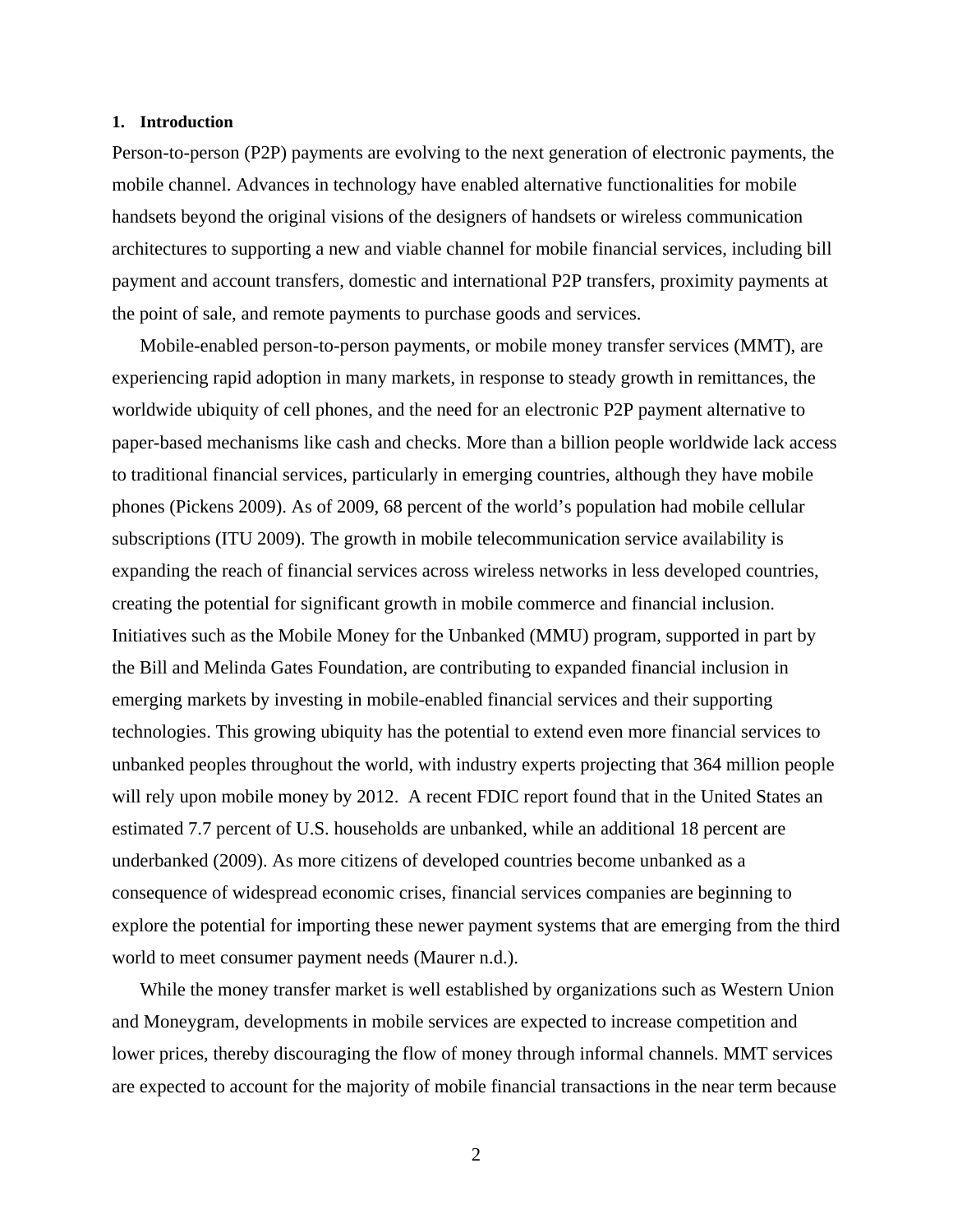## 1. Introduction

Person-to-person (P2P) payments are evolving to the next generation of electronic payments, the mobile channel. Advances in technology have enabled alternative functionalities for mobile handsets beyond the original visions of the designers of handsets or wireless communication architectures to supporting a new and viable channel for mobile financial services, including bill payment and account transfers, domestic and international P2P transfers, proximity payments at the point of sale, and remote payments to purchase goods and services.

Mobile-enabled person-to-person payments, or mobile money transfer services (MMT), are experiencing rapid adoption in many markets, in response to steady growth in remittances, the worldwide ubiquity of cell phones, and the need for an electronic P2P payment alternative to paper-based mechanisms like cash and checks. More than a billion people worldwide lack access to traditional financial services, particularly in emerging countries, although they have mobile phones (Pickens 2009). As of 2009, 68 percent of the world's population had mobile cellular subscriptions (ITU 2009). The growth in mobile telecommunication service availability is expanding the reach of financial services across wireless networks in less developed countries, creating the potential for significant growth in mobile commerce and financial inclusion. Initiatives such as the Mobile Money for the Unbanked (MMU) program, supported in part by the Bill and Melinda Gates Foundation, are contributing to expanded financial inclusion in emerging markets by investing in mobile-enabled financial services and their supporting technologies. This growing ubiquity has the potential to extend even more financial services to unbanked peoples throughout the world, with industry experts projecting that 364 million people will rely upon mobile money by 2012. A recent FDIC report found that in the United States an estimated 7.7 percent of U.S. households are unbanked, while an additional 18 percent are underbanked (2009). As more citizens of developed countries become unbanked as a consequence of widespread economic crises, financial services companies are beginning to explore the potential for importing these newer payment systems that are emerging from the third world to meet consumer payment needs (Maurer n.d.).

While the money transfer market is well established by organizations such as Western Union and Moneygram, developments in mobile services are expected to increase competition and lower prices, thereby discouraging the flow of money through informal channels. MMT services are expected to account for the majority of mobile financial transactions in the near term because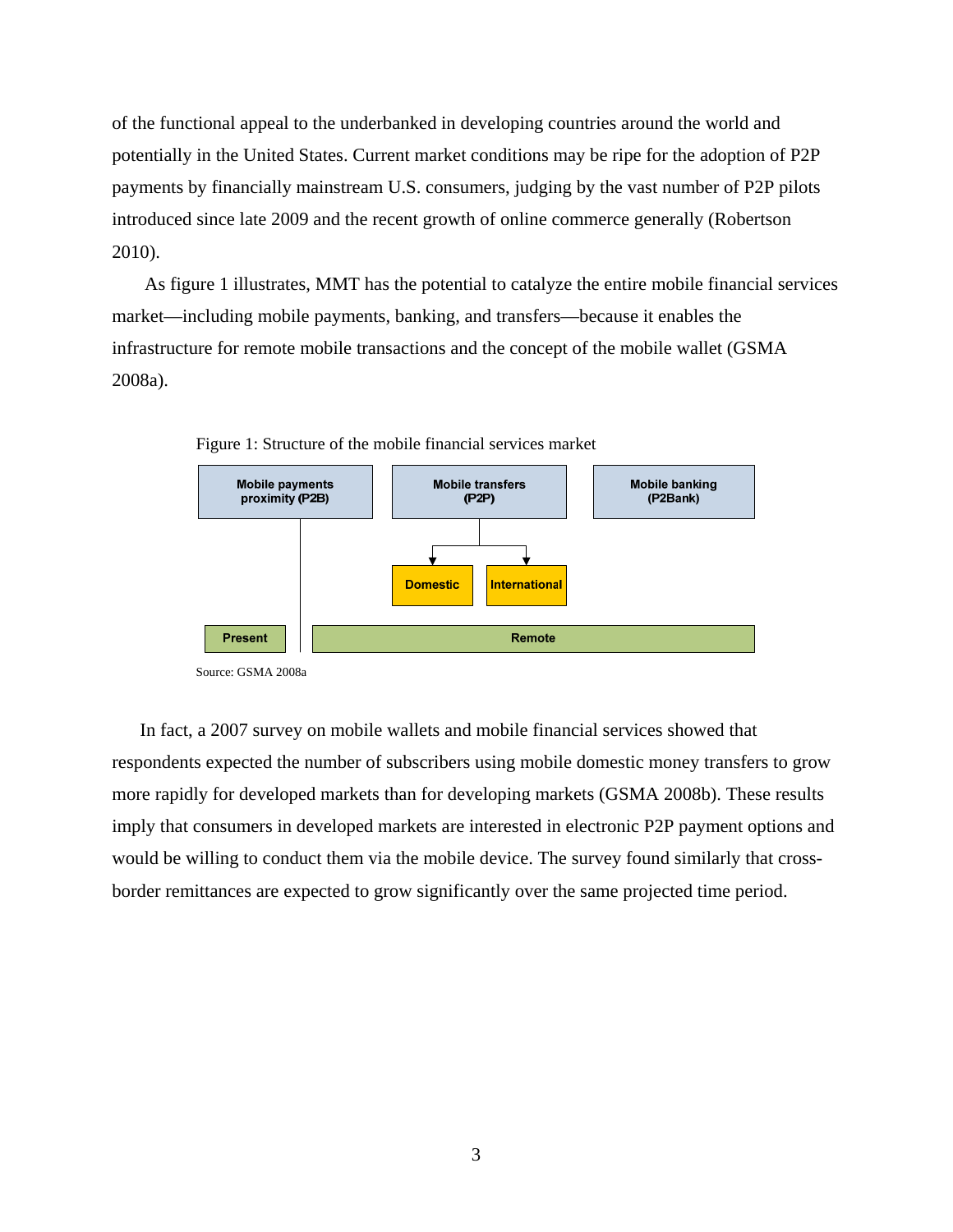of the functional appeal to the underbanked in developing countries around the world and potentially in the United States. Current market conditions may be ripe for the adoption of P2P payments by financially mainstream U.S. consumers, judging by the vast number of P2P pilots introduced since late 2009 and the recent growth of online commerce generally (Robertson 2010).

As figure 1 illustrates, MMT has the potential to catalyze the entire mobile financial services market—including mobile payments, banking, and transfers—because it enables the infrastructure for remote mobile transactions and the concept of the mobile wallet (GSMA 2008a).

Figure 1: Structure of the mobile financial services market

Mobile payments proximity (P2B) | Mobile transfers (P2P) | Mobile banking (P2Bank)

Domestic | International

Present | Remote

Source: GSMA 2008a

In fact, a 2007 survey on mobile wallets and mobile financial services showed that respondents expected the number of subscribers using mobile domestic money transfers to grow more rapidly for developed markets than for developing markets (GSMA 2008b). These results imply that consumers in developed markets are interested in electronic P2P payment options and would be willing to conduct them via the mobile device. The survey found similarly that cross-border remittances are expected to grow significantly over the same projected time period.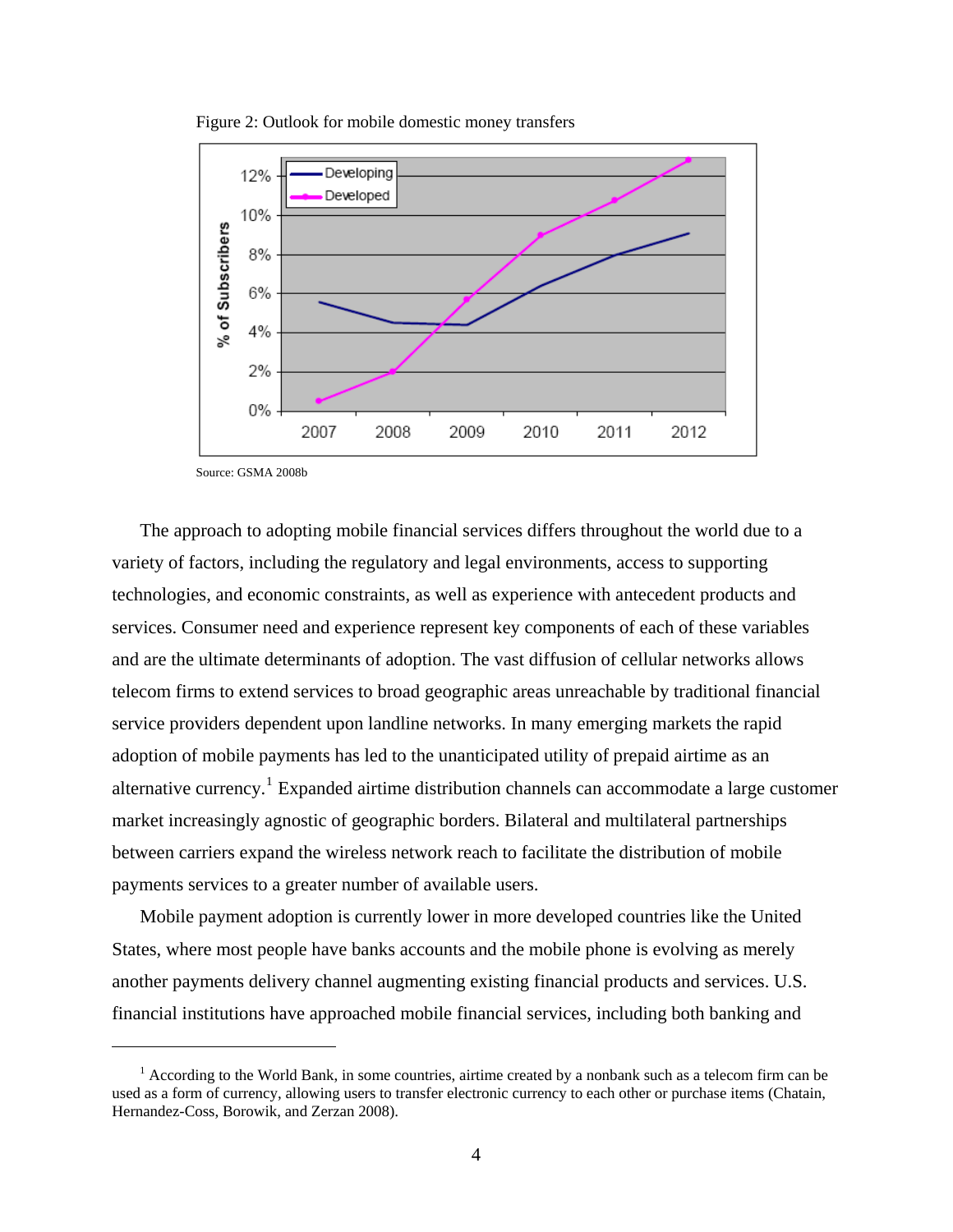Figure 2: Outlook for mobile domestic money transfers

Source: GSMA 2008b

The approach to adopting mobile financial services differs throughout the world due to a variety of factors, including the regulatory and legal environments, access to supporting technologies, and economic constraints, as well as experience with antecedent products and services. Consumer need and experience represent key components of each of these variables and are the ultimate determinants of adoption. The vast diffusion of cellular networks allows telecom firms to extend services to broad geographic areas unreachable by traditional financial service providers dependent upon landline networks. In many emerging markets the rapid adoption of mobile payments has led to the unanticipated utility of prepaid airtime as an alternative currency.[1] Expanded airtime distribution channels can accommodate a large customer market increasingly agnostic of geographic borders. Bilateral and multilateral partnerships between carriers expand the wireless network reach to facilitate the distribution of mobile payments services to a greater number of available users.

Mobile payment adoption is currently lower in more developed countries like the United States, where most people have banks accounts and the mobile phone is evolving as merely another payments delivery channel augmenting existing financial products and services. U.S. financial institutions have approached mobile financial services, including both banking and

---

[1] According to the World Bank, in some countries, airtime created by a nonbank such as a telecom firm can be used as a form of currency, allowing users to transfer electronic currency to each other or purchase items (Chatain, Hernandez-Coss, Borowik, and Zerzan 2008).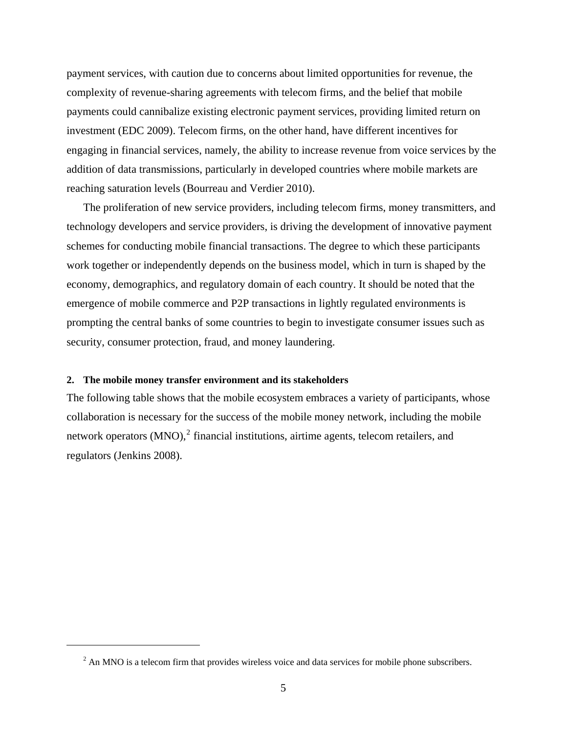payment services, with caution due to concerns about limited opportunities for revenue, the complexity of revenue-sharing agreements with telecom firms, and the belief that mobile payments could cannibalize existing electronic payment services, providing limited return on investment (EDC 2009). Telecom firms, on the other hand, have different incentives for engaging in financial services, namely, the ability to increase revenue from voice services by the addition of data transmissions, particularly in developed countries where mobile markets are reaching saturation levels (Bourreau and Verdier 2010).

The proliferation of new service providers, including telecom firms, money transmitters, and technology developers and service providers, is driving the development of innovative payment schemes for conducting mobile financial transactions. The degree to which these participants work together or independently depends on the business model, which in turn is shaped by the economy, demographics, and regulatory domain of each country. It should be noted that the emergence of mobile commerce and P2P transactions in lightly regulated environments is prompting the central banks of some countries to begin to investigate consumer issues such as security, consumer protection, fraud, and money laundering.

## 2. The mobile money transfer environment and its stakeholders

The following table shows that the mobile ecosystem embraces a variety of participants, whose collaboration is necessary for the success of the mobile money network, including the mobile network operators (MNO),[2] financial institutions, airtime agents, telecom retailers, and regulators (Jenkins 2008).

[2] An MNO is a telecom firm that provides wireless voice and data services for mobile phone subscribers.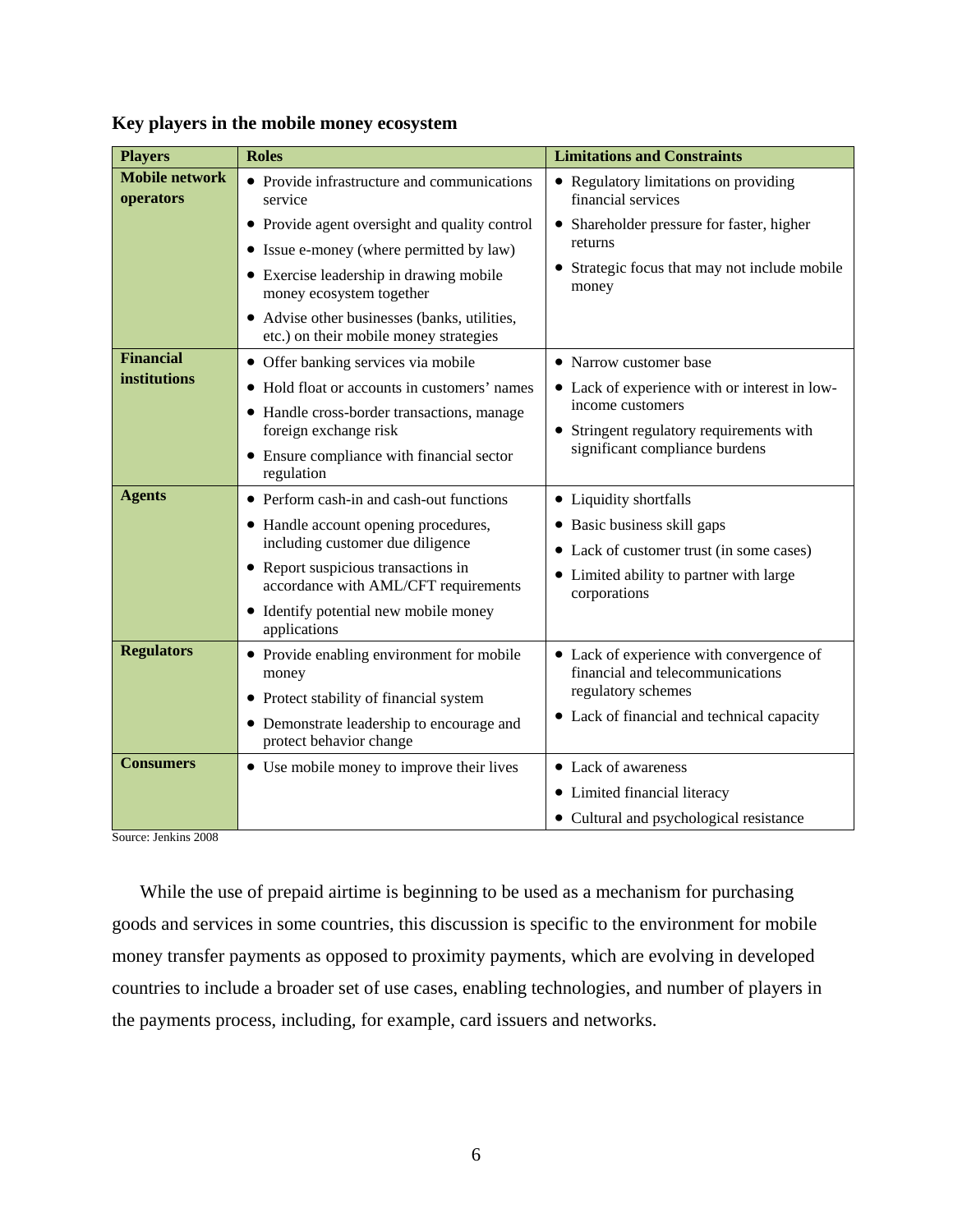**Key players in the mobile money ecosystem**

| Players | Roles | Limitations and Constraints |
|---|---|---|
| **Mobile network operators** | • Provide infrastructure and communications service<br>• Provide agent oversight and quality control<br>• Issue e-money (where permitted by law)<br>• Exercise leadership in drawing mobile money ecosystem together<br>• Advise other businesses (banks, utilities, etc.) on their mobile money strategies | • Regulatory limitations on providing financial services<br>• Shareholder pressure for faster, higher returns<br>• Strategic focus that may not include mobile money |
| **Financial institutions** | • Offer banking services via mobile<br>• Hold float or accounts in customers' names<br>• Handle cross-border transactions, manage foreign exchange risk<br>• Ensure compliance with financial sector regulation | • Narrow customer base<br>• Lack of experience with or interest in low-income customers<br>• Stringent regulatory requirements with significant compliance burdens |
| **Agents** | • Perform cash-in and cash-out functions<br>• Handle account opening procedures, including customer due diligence<br>• Report suspicious transactions in accordance with AML/CFT requirements<br>• Identify potential new mobile money applications | • Liquidity shortfalls<br>• Basic business skill gaps<br>• Lack of customer trust (in some cases)<br>• Limited ability to partner with large corporations |
| **Regulators** | • Provide enabling environment for mobile money<br>• Protect stability of financial system<br>• Demonstrate leadership to encourage and protect behavior change | • Lack of experience with convergence of financial and telecommunications regulatory schemes<br>• Lack of financial and technical capacity |
| **Consumers** | • Use mobile money to improve their lives | • Lack of awareness<br>• Limited financial literacy<br>• Cultural and psychological resistance |

Source: Jenkins 2008

While the use of prepaid airtime is beginning to be used as a mechanism for purchasing goods and services in some countries, this discussion is specific to the environment for mobile money transfer payments as opposed to proximity payments, which are evolving in developed countries to include a broader set of use cases, enabling technologies, and number of players in the payments process, including, for example, card issuers and networks.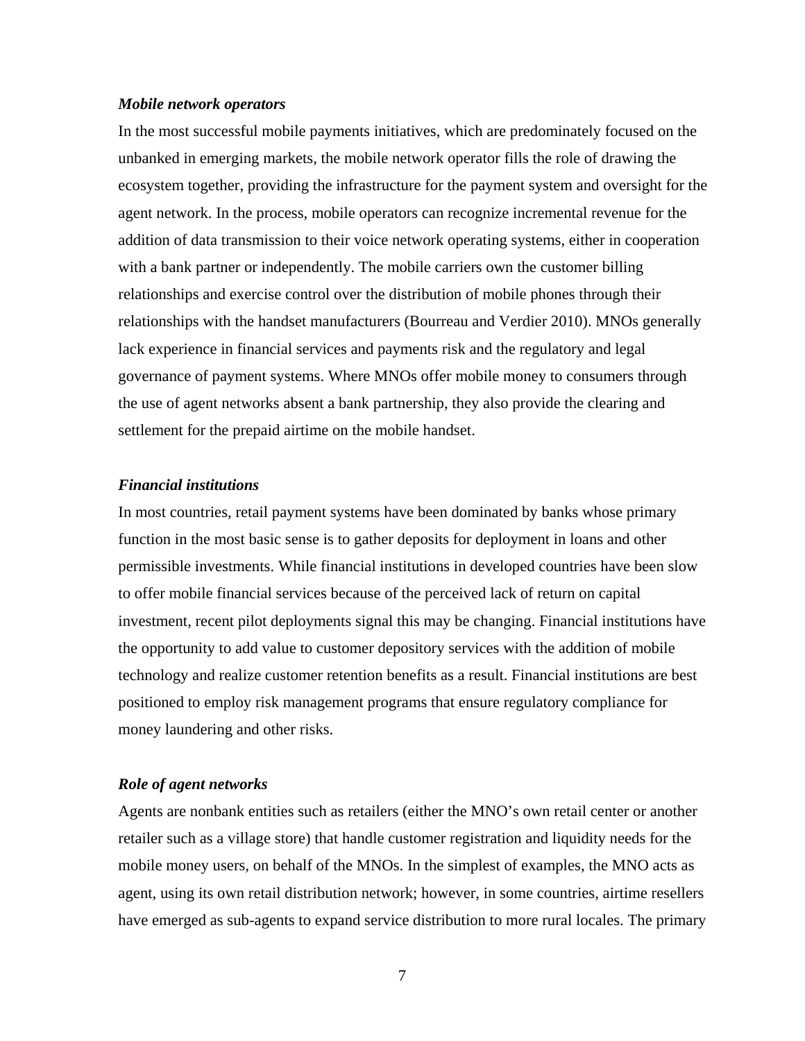***Mobile network operators***

In the most successful mobile payments initiatives, which are predominately focused on the unbanked in emerging markets, the mobile network operator fills the role of drawing the ecosystem together, providing the infrastructure for the payment system and oversight for the agent network. In the process, mobile operators can recognize incremental revenue for the addition of data transmission to their voice network operating systems, either in cooperation with a bank partner or independently. The mobile carriers own the customer billing relationships and exercise control over the distribution of mobile phones through their relationships with the handset manufacturers (Bourreau and Verdier 2010). MNOs generally lack experience in financial services and payments risk and the regulatory and legal governance of payment systems. Where MNOs offer mobile money to consumers through the use of agent networks absent a bank partnership, they also provide the clearing and settlement for the prepaid airtime on the mobile handset.

***Financial institutions***

In most countries, retail payment systems have been dominated by banks whose primary function in the most basic sense is to gather deposits for deployment in loans and other permissible investments. While financial institutions in developed countries have been slow to offer mobile financial services because of the perceived lack of return on capital investment, recent pilot deployments signal this may be changing. Financial institutions have the opportunity to add value to customer depository services with the addition of mobile technology and realize customer retention benefits as a result. Financial institutions are best positioned to employ risk management programs that ensure regulatory compliance for money laundering and other risks.

***Role of agent networks***

Agents are nonbank entities such as retailers (either the MNO's own retail center or another retailer such as a village store) that handle customer registration and liquidity needs for the mobile money users, on behalf of the MNOs. In the simplest of examples, the MNO acts as agent, using its own retail distribution network; however, in some countries, airtime resellers have emerged as sub-agents to expand service distribution to more rural locales. The primary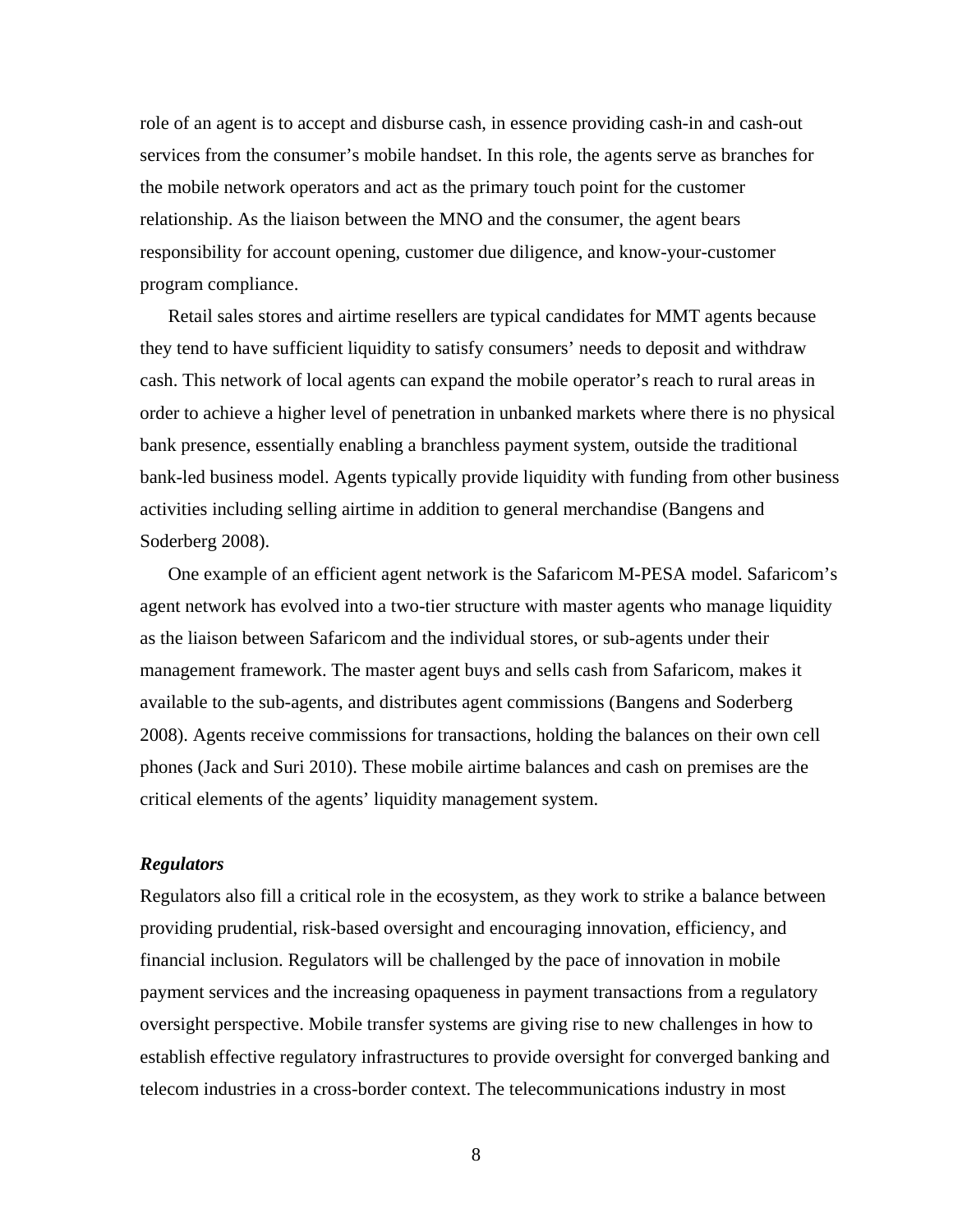role of an agent is to accept and disburse cash, in essence providing cash-in and cash-out services from the consumer's mobile handset. In this role, the agents serve as branches for the mobile network operators and act as the primary touch point for the customer relationship. As the liaison between the MNO and the consumer, the agent bears responsibility for account opening, customer due diligence, and know-your-customer program compliance.

Retail sales stores and airtime resellers are typical candidates for MMT agents because they tend to have sufficient liquidity to satisfy consumers' needs to deposit and withdraw cash. This network of local agents can expand the mobile operator's reach to rural areas in order to achieve a higher level of penetration in unbanked markets where there is no physical bank presence, essentially enabling a branchless payment system, outside the traditional bank-led business model. Agents typically provide liquidity with funding from other business activities including selling airtime in addition to general merchandise (Bangens and Soderberg 2008).

One example of an efficient agent network is the Safaricom M-PESA model. Safaricom's agent network has evolved into a two-tier structure with master agents who manage liquidity as the liaison between Safaricom and the individual stores, or sub-agents under their management framework. The master agent buys and sells cash from Safaricom, makes it available to the sub-agents, and distributes agent commissions (Bangens and Soderberg 2008). Agents receive commissions for transactions, holding the balances on their own cell phones (Jack and Suri 2010). These mobile airtime balances and cash on premises are the critical elements of the agents' liquidity management system.

***Regulators***

Regulators also fill a critical role in the ecosystem, as they work to strike a balance between providing prudential, risk-based oversight and encouraging innovation, efficiency, and financial inclusion. Regulators will be challenged by the pace of innovation in mobile payment services and the increasing opaqueness in payment transactions from a regulatory oversight perspective. Mobile transfer systems are giving rise to new challenges in how to establish effective regulatory infrastructures to provide oversight for converged banking and telecom industries in a cross-border context. The telecommunications industry in most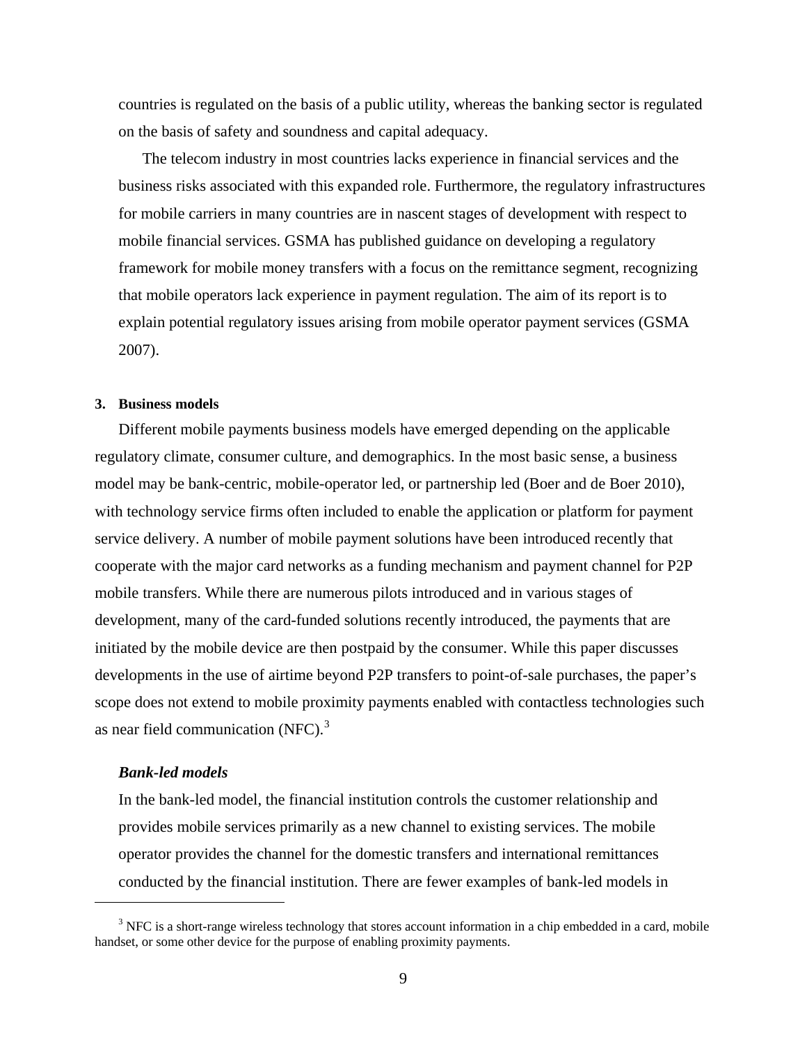countries is regulated on the basis of a public utility, whereas the banking sector is regulated on the basis of safety and soundness and capital adequacy.

The telecom industry in most countries lacks experience in financial services and the business risks associated with this expanded role. Furthermore, the regulatory infrastructures for mobile carriers in many countries are in nascent stages of development with respect to mobile financial services. GSMA has published guidance on developing a regulatory framework for mobile money transfers with a focus on the remittance segment, recognizing that mobile operators lack experience in payment regulation. The aim of its report is to explain potential regulatory issues arising from mobile operator payment services (GSMA 2007).

### 3. Business models

Different mobile payments business models have emerged depending on the applicable regulatory climate, consumer culture, and demographics. In the most basic sense, a business model may be bank-centric, mobile-operator led, or partnership led (Boer and de Boer 2010), with technology service firms often included to enable the application or platform for payment service delivery. A number of mobile payment solutions have been introduced recently that cooperate with the major card networks as a funding mechanism and payment channel for P2P mobile transfers. While there are numerous pilots introduced and in various stages of development, many of the card-funded solutions recently introduced, the payments that are initiated by the mobile device are then postpaid by the consumer. While this paper discusses developments in the use of airtime beyond P2P transfers to point-of-sale purchases, the paper's scope does not extend to mobile proximity payments enabled with contactless technologies such as near field communication (NFC).[3]

#### *Bank-led models*

In the bank-led model, the financial institution controls the customer relationship and provides mobile services primarily as a new channel to existing services. The mobile operator provides the channel for the domestic transfers and international remittances conducted by the financial institution. There are fewer examples of bank-led models in

[3] NFC is a short-range wireless technology that stores account information in a chip embedded in a card, mobile handset, or some other device for the purpose of enabling proximity payments.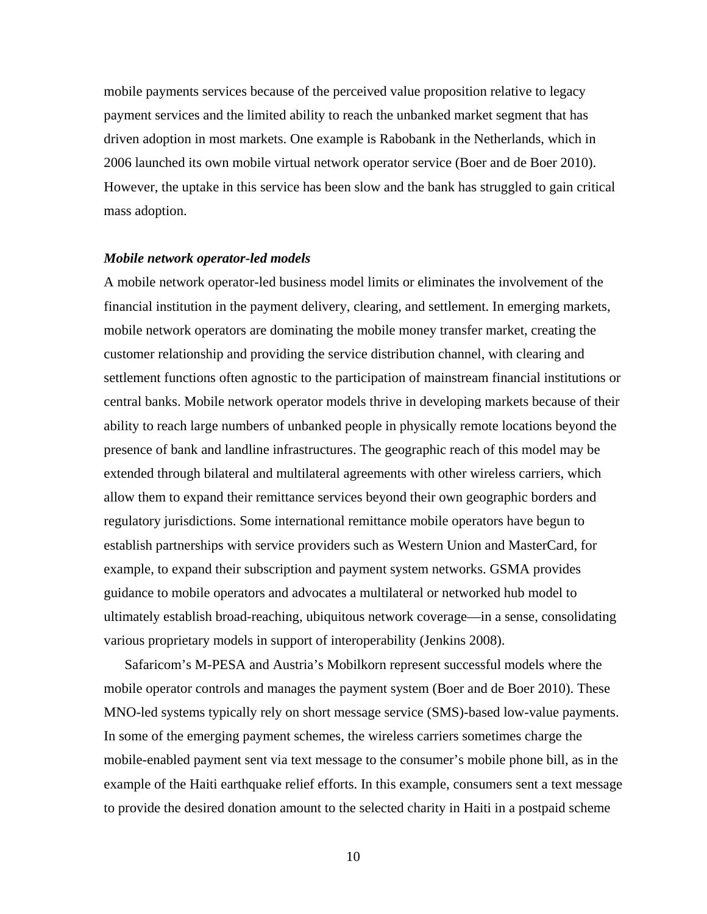mobile payments services because of the perceived value proposition relative to legacy payment services and the limited ability to reach the unbanked market segment that has driven adoption in most markets. One example is Rabobank in the Netherlands, which in 2006 launched its own mobile virtual network operator service (Boer and de Boer 2010). However, the uptake in this service has been slow and the bank has struggled to gain critical mass adoption.

***Mobile network operator-led models***

A mobile network operator-led business model limits or eliminates the involvement of the financial institution in the payment delivery, clearing, and settlement. In emerging markets, mobile network operators are dominating the mobile money transfer market, creating the customer relationship and providing the service distribution channel, with clearing and settlement functions often agnostic to the participation of mainstream financial institutions or central banks. Mobile network operator models thrive in developing markets because of their ability to reach large numbers of unbanked people in physically remote locations beyond the presence of bank and landline infrastructures. The geographic reach of this model may be extended through bilateral and multilateral agreements with other wireless carriers, which allow them to expand their remittance services beyond their own geographic borders and regulatory jurisdictions. Some international remittance mobile operators have begun to establish partnerships with service providers such as Western Union and MasterCard, for example, to expand their subscription and payment system networks. GSMA provides guidance to mobile operators and advocates a multilateral or networked hub model to ultimately establish broad-reaching, ubiquitous network coverage—in a sense, consolidating various proprietary models in support of interoperability (Jenkins 2008).

Safaricom's M-PESA and Austria's Mobilkorn represent successful models where the mobile operator controls and manages the payment system (Boer and de Boer 2010). These MNO-led systems typically rely on short message service (SMS)-based low-value payments. In some of the emerging payment schemes, the wireless carriers sometimes charge the mobile-enabled payment sent via text message to the consumer's mobile phone bill, as in the example of the Haiti earthquake relief efforts. In this example, consumers sent a text message to provide the desired donation amount to the selected charity in Haiti in a postpaid scheme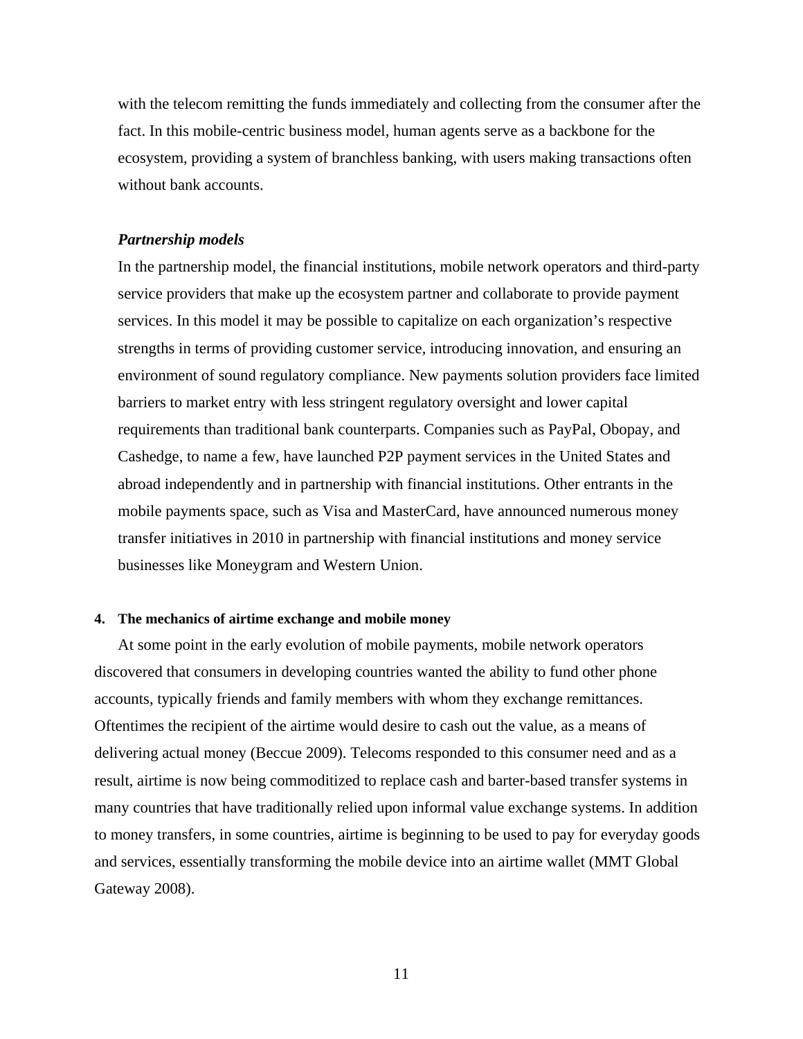with the telecom remitting the funds immediately and collecting from the consumer after the fact. In this mobile-centric business model, human agents serve as a backbone for the ecosystem, providing a system of branchless banking, with users making transactions often without bank accounts.

***Partnership models***

In the partnership model, the financial institutions, mobile network operators and third-party service providers that make up the ecosystem partner and collaborate to provide payment services. In this model it may be possible to capitalize on each organization's respective strengths in terms of providing customer service, introducing innovation, and ensuring an environment of sound regulatory compliance. New payments solution providers face limited barriers to market entry with less stringent regulatory oversight and lower capital requirements than traditional bank counterparts. Companies such as PayPal, Obopay, and Cashedge, to name a few, have launched P2P payment services in the United States and abroad independently and in partnership with financial institutions. Other entrants in the mobile payments space, such as Visa and MasterCard, have announced numerous money transfer initiatives in 2010 in partnership with financial institutions and money service businesses like Moneygram and Western Union.

## 4. The mechanics of airtime exchange and mobile money

At some point in the early evolution of mobile payments, mobile network operators discovered that consumers in developing countries wanted the ability to fund other phone accounts, typically friends and family members with whom they exchange remittances. Oftentimes the recipient of the airtime would desire to cash out the value, as a means of delivering actual money (Beccue 2009). Telecoms responded to this consumer need and as a result, airtime is now being commoditized to replace cash and barter-based transfer systems in many countries that have traditionally relied upon informal value exchange systems. In addition to money transfers, in some countries, airtime is beginning to be used to pay for everyday goods and services, essentially transforming the mobile device into an airtime wallet (MMT Global Gateway 2008).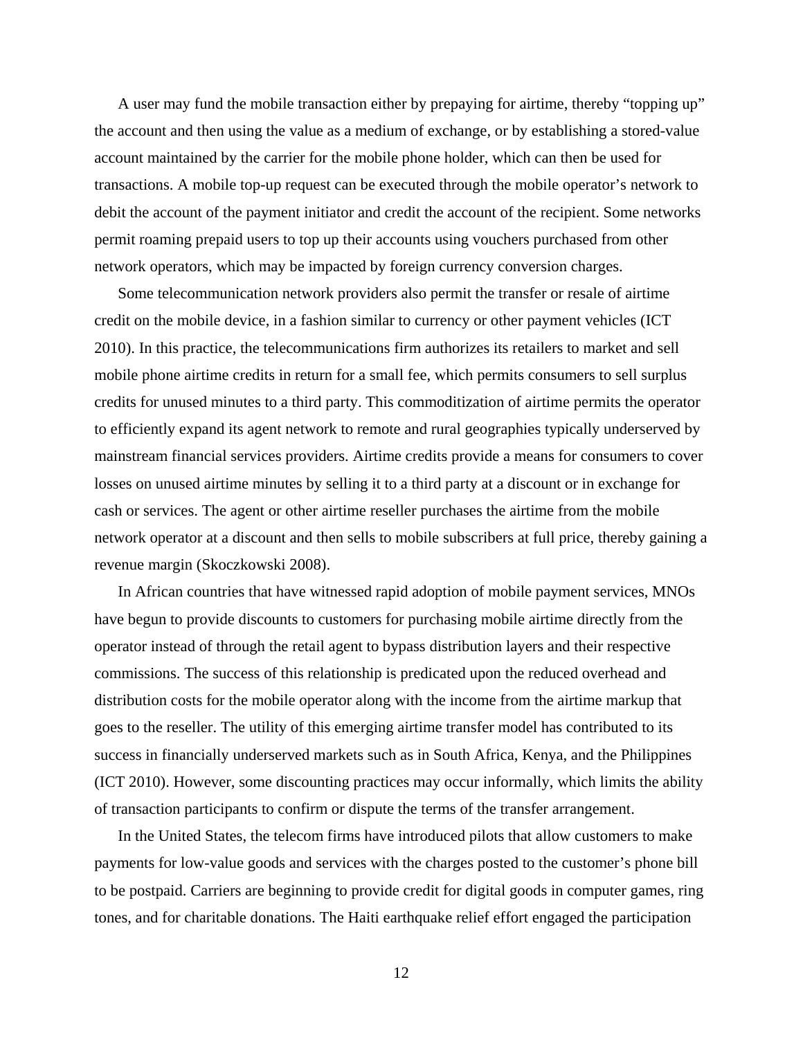A user may fund the mobile transaction either by prepaying for airtime, thereby "topping up" the account and then using the value as a medium of exchange, or by establishing a stored-value account maintained by the carrier for the mobile phone holder, which can then be used for transactions. A mobile top-up request can be executed through the mobile operator's network to debit the account of the payment initiator and credit the account of the recipient. Some networks permit roaming prepaid users to top up their accounts using vouchers purchased from other network operators, which may be impacted by foreign currency conversion charges.

Some telecommunication network providers also permit the transfer or resale of airtime credit on the mobile device, in a fashion similar to currency or other payment vehicles (ICT 2010). In this practice, the telecommunications firm authorizes its retailers to market and sell mobile phone airtime credits in return for a small fee, which permits consumers to sell surplus credits for unused minutes to a third party. This commoditization of airtime permits the operator to efficiently expand its agent network to remote and rural geographies typically underserved by mainstream financial services providers. Airtime credits provide a means for consumers to cover losses on unused airtime minutes by selling it to a third party at a discount or in exchange for cash or services. The agent or other airtime reseller purchases the airtime from the mobile network operator at a discount and then sells to mobile subscribers at full price, thereby gaining a revenue margin (Skoczkowski 2008).

In African countries that have witnessed rapid adoption of mobile payment services, MNOs have begun to provide discounts to customers for purchasing mobile airtime directly from the operator instead of through the retail agent to bypass distribution layers and their respective commissions. The success of this relationship is predicated upon the reduced overhead and distribution costs for the mobile operator along with the income from the airtime markup that goes to the reseller. The utility of this emerging airtime transfer model has contributed to its success in financially underserved markets such as in South Africa, Kenya, and the Philippines (ICT 2010). However, some discounting practices may occur informally, which limits the ability of transaction participants to confirm or dispute the terms of the transfer arrangement.

In the United States, the telecom firms have introduced pilots that allow customers to make payments for low-value goods and services with the charges posted to the customer's phone bill to be postpaid. Carriers are beginning to provide credit for digital goods in computer games, ring tones, and for charitable donations. The Haiti earthquake relief effort engaged the participation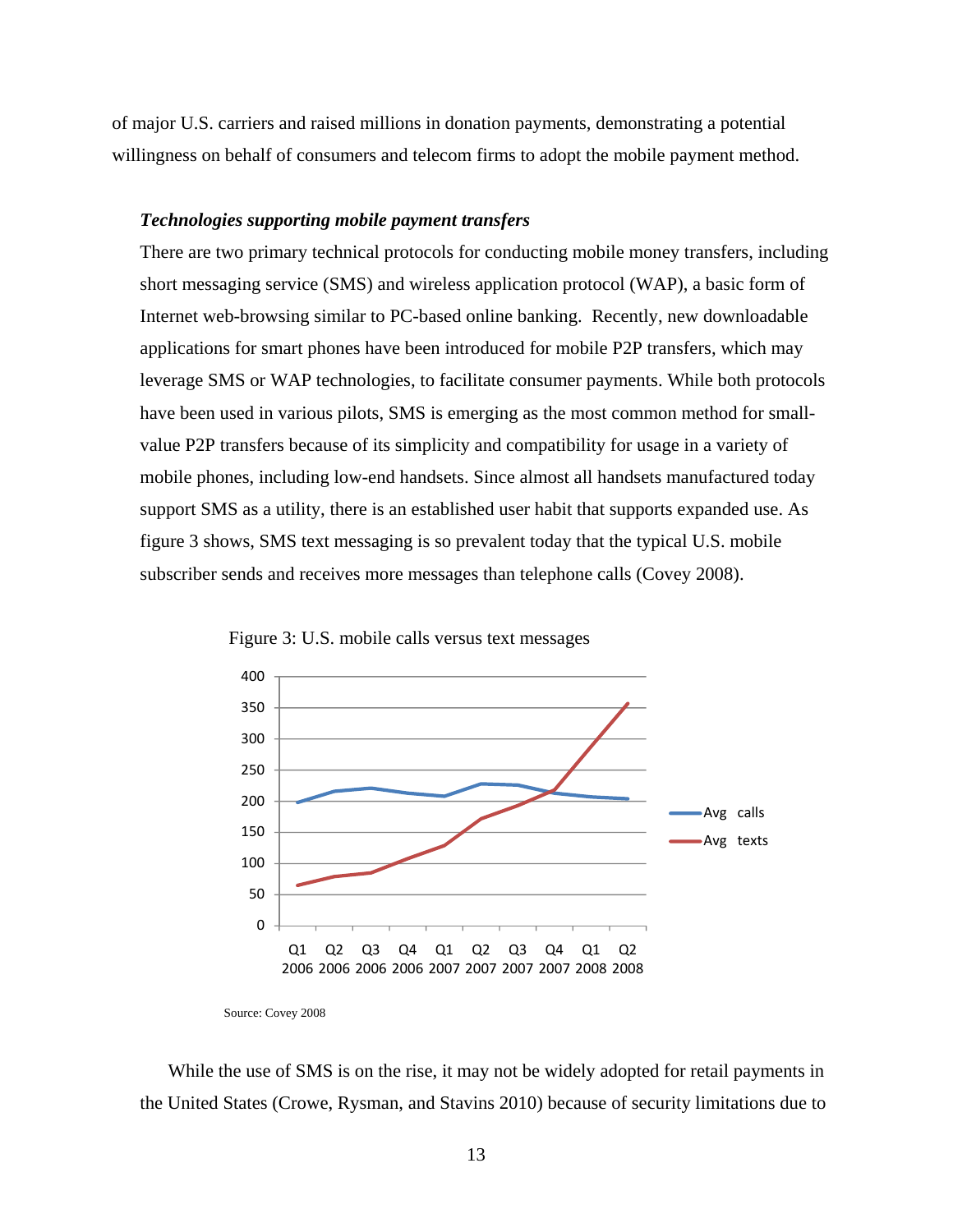of major U.S. carriers and raised millions in donation payments, demonstrating a potential willingness on behalf of consumers and telecom firms to adopt the mobile payment method.

***Technologies supporting mobile payment transfers***

There are two primary technical protocols for conducting mobile money transfers, including short messaging service (SMS) and wireless application protocol (WAP), a basic form of Internet web-browsing similar to PC-based online banking. Recently, new downloadable applications for smart phones have been introduced for mobile P2P transfers, which may leverage SMS or WAP technologies, to facilitate consumer payments. While both protocols have been used in various pilots, SMS is emerging as the most common method for small-value P2P transfers because of its simplicity and compatibility for usage in a variety of mobile phones, including low-end handsets. Since almost all handsets manufactured today support SMS as a utility, there is an established user habit that supports expanded use. As figure 3 shows, SMS text messaging is so prevalent today that the typical U.S. mobile subscriber sends and receives more messages than telephone calls (Covey 2008).

Figure 3: U.S. mobile calls versus text messages

Source: Covey 2008

While the use of SMS is on the rise, it may not be widely adopted for retail payments in the United States (Crowe, Rysman, and Stavins 2010) because of security limitations due to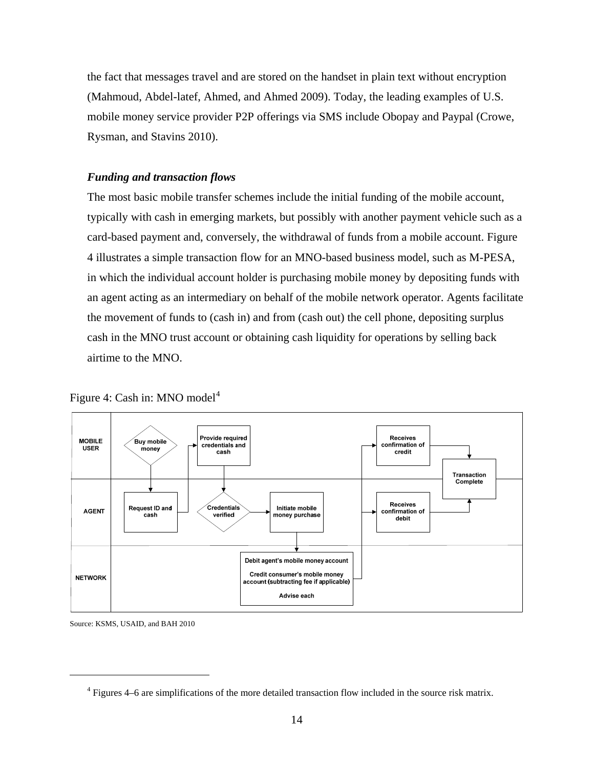the fact that messages travel and are stored on the handset in plain text without encryption (Mahmoud, Abdel-latef, Ahmed, and Ahmed 2009). Today, the leading examples of U.S. mobile money service provider P2P offerings via SMS include Obopay and Paypal (Crowe, Rysman, and Stavins 2010).

***Funding and transaction flows***

The most basic mobile transfer schemes include the initial funding of the mobile account, typically with cash in emerging markets, but possibly with another payment vehicle such as a card-based payment and, conversely, the withdrawal of funds from a mobile account. Figure 4 illustrates a simple transaction flow for an MNO-based business model, such as M-PESA, in which the individual account holder is purchasing mobile money by depositing funds with an agent acting as an intermediary on behalf of the mobile network operator. Agents facilitate the movement of funds to (cash in) and from (cash out) the cell phone, depositing surplus cash in the MNO trust account or obtaining cash liquidity for operations by selling back airtime to the MNO.

Figure 4: Cash in: MNO model[4]

| | | | | | |
|---|---|---|---|---|---|
| MOBILE USER | Buy mobile money | Provide required credentials and cash | | Receives confirmation of credit | Transaction Complete |
| AGENT | Request ID and cash | Credentials verified | Initiate mobile money purchase | Receives confirmation of debit | |
| NETWORK | | | Debit agent's mobile money account; Credit consumer's mobile money account (subtracting fee if applicable); Advise each | | |

Source: KSMS, USAID, and BAH 2010

[4] Figures 4–6 are simplifications of the more detailed transaction flow included in the source risk matrix.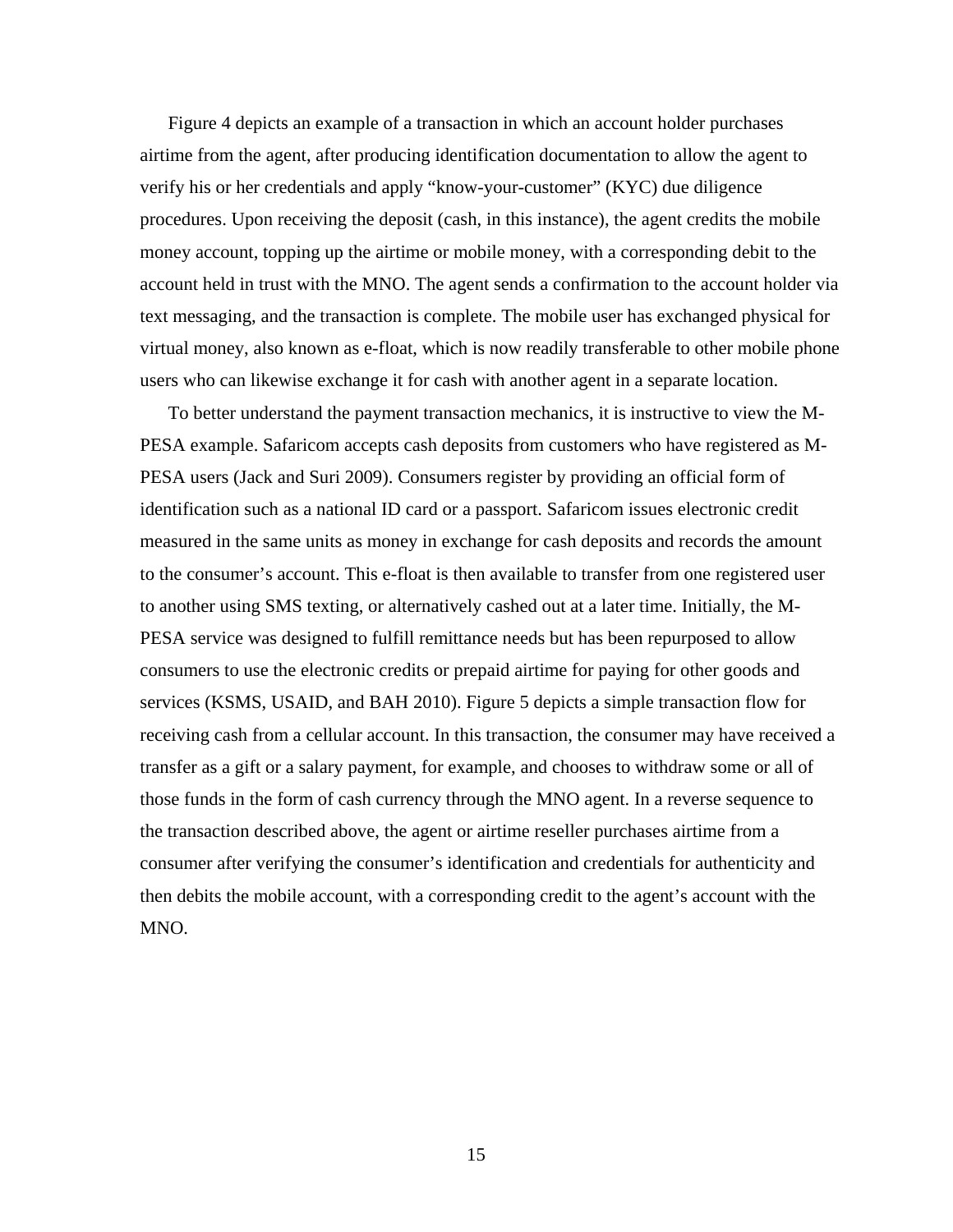Figure 4 depicts an example of a transaction in which an account holder purchases airtime from the agent, after producing identification documentation to allow the agent to verify his or her credentials and apply "know-your-customer" (KYC) due diligence procedures. Upon receiving the deposit (cash, in this instance), the agent credits the mobile money account, topping up the airtime or mobile money, with a corresponding debit to the account held in trust with the MNO. The agent sends a confirmation to the account holder via text messaging, and the transaction is complete. The mobile user has exchanged physical for virtual money, also known as e-float, which is now readily transferable to other mobile phone users who can likewise exchange it for cash with another agent in a separate location.

To better understand the payment transaction mechanics, it is instructive to view the M-PESA example. Safaricom accepts cash deposits from customers who have registered as M-PESA users (Jack and Suri 2009). Consumers register by providing an official form of identification such as a national ID card or a passport. Safaricom issues electronic credit measured in the same units as money in exchange for cash deposits and records the amount to the consumer's account. This e-float is then available to transfer from one registered user to another using SMS texting, or alternatively cashed out at a later time. Initially, the M-PESA service was designed to fulfill remittance needs but has been repurposed to allow consumers to use the electronic credits or prepaid airtime for paying for other goods and services (KSMS, USAID, and BAH 2010). Figure 5 depicts a simple transaction flow for receiving cash from a cellular account. In this transaction, the consumer may have received a transfer as a gift or a salary payment, for example, and chooses to withdraw some or all of those funds in the form of cash currency through the MNO agent. In a reverse sequence to the transaction described above, the agent or airtime reseller purchases airtime from a consumer after verifying the consumer's identification and credentials for authenticity and then debits the mobile account, with a corresponding credit to the agent's account with the MNO.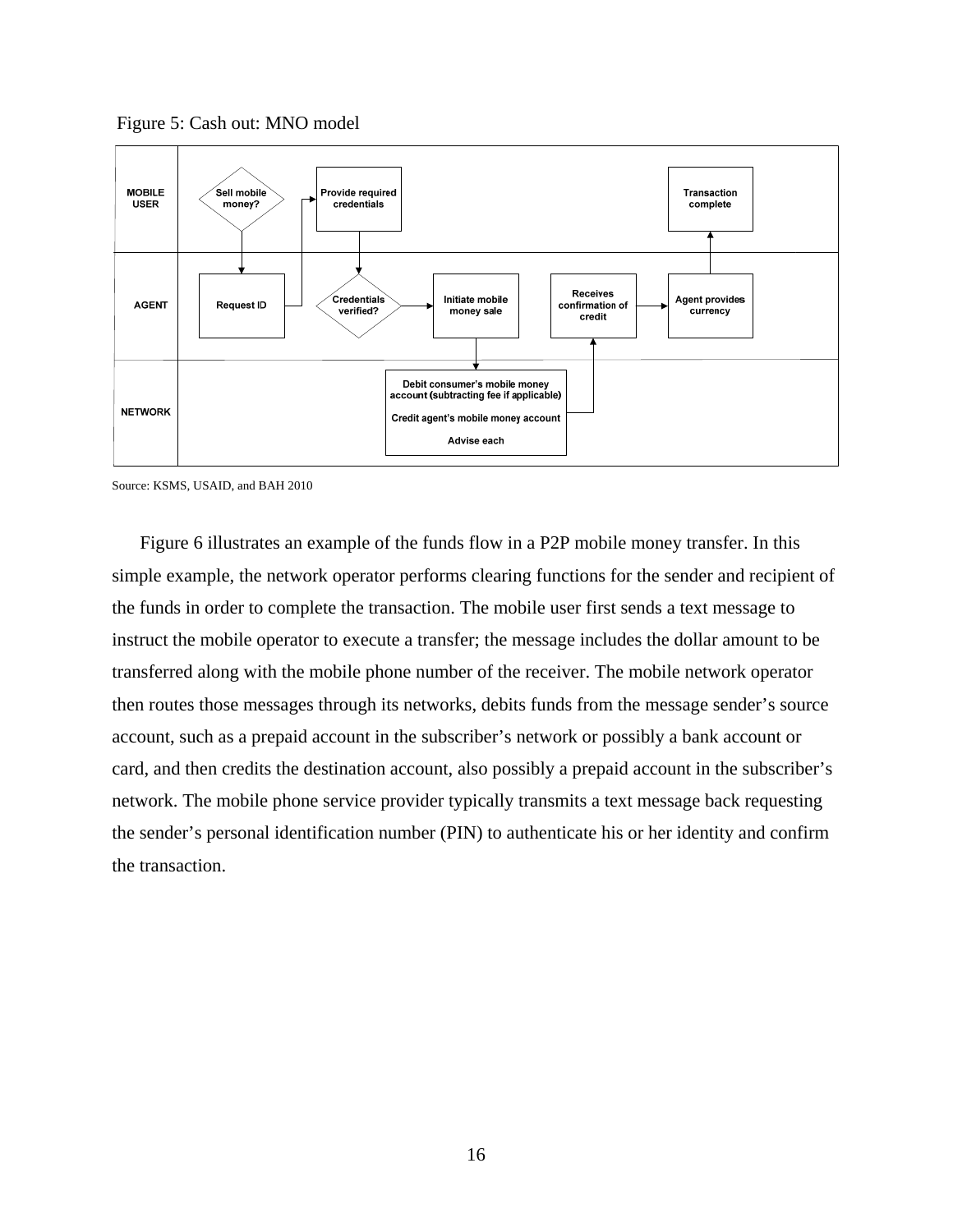Figure 5: Cash out: MNO model

| | | | | | | |
|---|---|---|---|---|---|---|
| **MOBILE USER** | Sell mobile money? | Provide required credentials | | | | Transaction complete |
| **AGENT** | Request ID | Credentials verified? | Initiate mobile money sale | | Receives confirmation of credit | Agent provides currency |
| **NETWORK** | | | Debit consumer's mobile money account (subtracting fee if applicable)<br>Credit agent's mobile money account<br>Advise each | | | |

Source: KSMS, USAID, and BAH 2010

Figure 6 illustrates an example of the funds flow in a P2P mobile money transfer. In this simple example, the network operator performs clearing functions for the sender and recipient of the funds in order to complete the transaction. The mobile user first sends a text message to instruct the mobile operator to execute a transfer; the message includes the dollar amount to be transferred along with the mobile phone number of the receiver. The mobile network operator then routes those messages through its networks, debits funds from the message sender's source account, such as a prepaid account in the subscriber's network or possibly a bank account or card, and then credits the destination account, also possibly a prepaid account in the subscriber's network. The mobile phone service provider typically transmits a text message back requesting the sender's personal identification number (PIN) to authenticate his or her identity and confirm the transaction.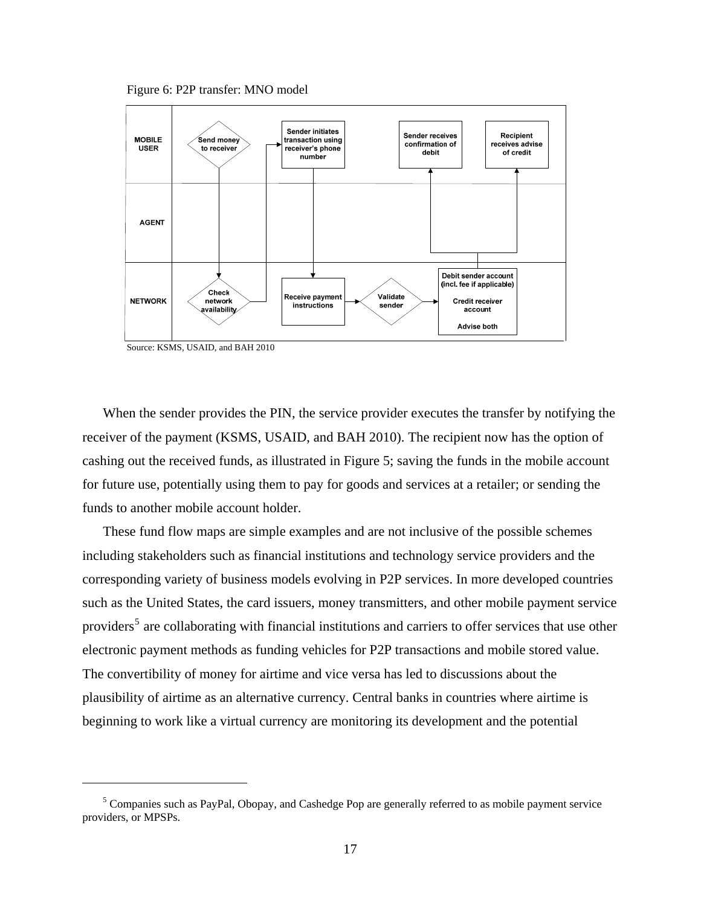Figure 6: P2P transfer: MNO model

| | | | | |
|---|---|---|---|---|
| **MOBILE USER** | Send money to receiver | Sender initiates transaction using receiver's phone number | Sender receives confirmation of debit | Recipient receives advise of credit |
| **AGENT** | | | | |
| **NETWORK** | Check network availability | Receive payment instructions → Validate sender | Debit sender account (incl. fee if applicable) Credit receiver account Advise both | |

Source: KSMS, USAID, and BAH 2010

When the sender provides the PIN, the service provider executes the transfer by notifying the receiver of the payment (KSMS, USAID, and BAH 2010). The recipient now has the option of cashing out the received funds, as illustrated in Figure 5; saving the funds in the mobile account for future use, potentially using them to pay for goods and services at a retailer; or sending the funds to another mobile account holder.

These fund flow maps are simple examples and are not inclusive of the possible schemes including stakeholders such as financial institutions and technology service providers and the corresponding variety of business models evolving in P2P services. In more developed countries such as the United States, the card issuers, money transmitters, and other mobile payment service providers[5] are collaborating with financial institutions and carriers to offer services that use other electronic payment methods as funding vehicles for P2P transactions and mobile stored value. The convertibility of money for airtime and vice versa has led to discussions about the plausibility of airtime as an alternative currency. Central banks in countries where airtime is beginning to work like a virtual currency are monitoring its development and the potential

[5] Companies such as PayPal, Obopay, and Cashedge Pop are generally referred to as mobile payment service providers, or MPSPs.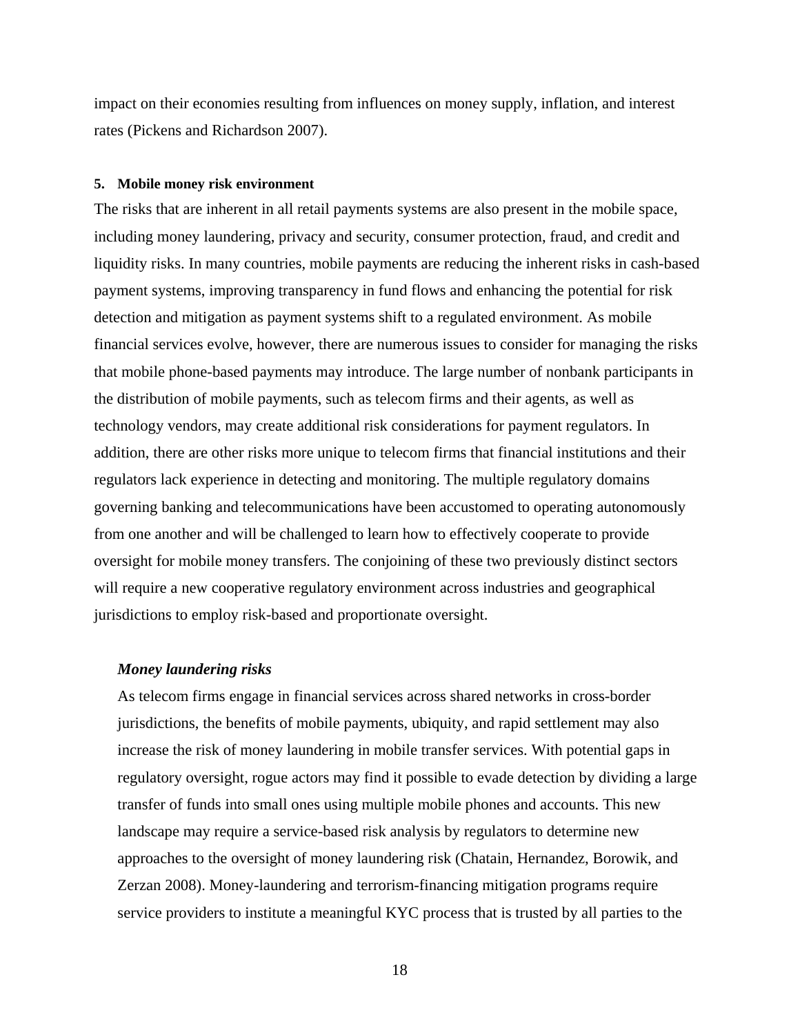impact on their economies resulting from influences on money supply, inflation, and interest rates (Pickens and Richardson 2007).

## 5. Mobile money risk environment

The risks that are inherent in all retail payments systems are also present in the mobile space, including money laundering, privacy and security, consumer protection, fraud, and credit and liquidity risks. In many countries, mobile payments are reducing the inherent risks in cash-based payment systems, improving transparency in fund flows and enhancing the potential for risk detection and mitigation as payment systems shift to a regulated environment. As mobile financial services evolve, however, there are numerous issues to consider for managing the risks that mobile phone-based payments may introduce. The large number of nonbank participants in the distribution of mobile payments, such as telecom firms and their agents, as well as technology vendors, may create additional risk considerations for payment regulators. In addition, there are other risks more unique to telecom firms that financial institutions and their regulators lack experience in detecting and monitoring. The multiple regulatory domains governing banking and telecommunications have been accustomed to operating autonomously from one another and will be challenged to learn how to effectively cooperate to provide oversight for mobile money transfers. The conjoining of these two previously distinct sectors will require a new cooperative regulatory environment across industries and geographical jurisdictions to employ risk-based and proportionate oversight.

### *Money laundering risks*

As telecom firms engage in financial services across shared networks in cross-border jurisdictions, the benefits of mobile payments, ubiquity, and rapid settlement may also increase the risk of money laundering in mobile transfer services. With potential gaps in regulatory oversight, rogue actors may find it possible to evade detection by dividing a large transfer of funds into small ones using multiple mobile phones and accounts. This new landscape may require a service-based risk analysis by regulators to determine new approaches to the oversight of money laundering risk (Chatain, Hernandez, Borowik, and Zerzan 2008). Money-laundering and terrorism-financing mitigation programs require service providers to institute a meaningful KYC process that is trusted by all parties to the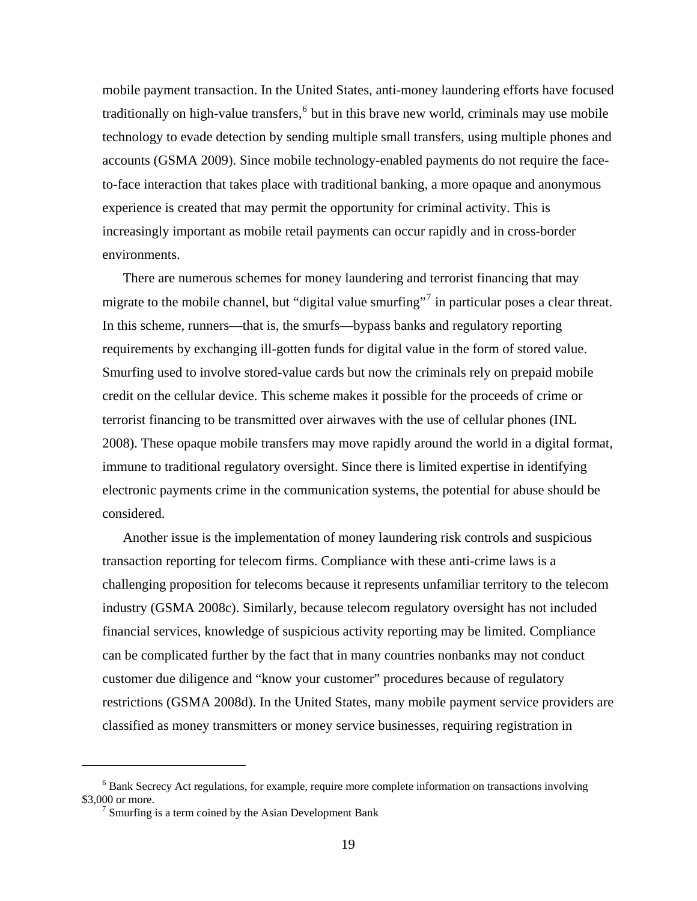mobile payment transaction. In the United States, anti-money laundering efforts have focused traditionally on high-value transfers,[6] but in this brave new world, criminals may use mobile technology to evade detection by sending multiple small transfers, using multiple phones and accounts (GSMA 2009). Since mobile technology-enabled payments do not require the face-to-face interaction that takes place with traditional banking, a more opaque and anonymous experience is created that may permit the opportunity for criminal activity. This is increasingly important as mobile retail payments can occur rapidly and in cross-border environments.

There are numerous schemes for money laundering and terrorist financing that may migrate to the mobile channel, but "digital value smurfing"[7] in particular poses a clear threat. In this scheme, runners—that is, the smurfs—bypass banks and regulatory reporting requirements by exchanging ill-gotten funds for digital value in the form of stored value. Smurfing used to involve stored-value cards but now the criminals rely on prepaid mobile credit on the cellular device. This scheme makes it possible for the proceeds of crime or terrorist financing to be transmitted over airwaves with the use of cellular phones (INL 2008). These opaque mobile transfers may move rapidly around the world in a digital format, immune to traditional regulatory oversight. Since there is limited expertise in identifying electronic payments crime in the communication systems, the potential for abuse should be considered.

Another issue is the implementation of money laundering risk controls and suspicious transaction reporting for telecom firms. Compliance with these anti-crime laws is a challenging proposition for telecoms because it represents unfamiliar territory to the telecom industry (GSMA 2008c). Similarly, because telecom regulatory oversight has not included financial services, knowledge of suspicious activity reporting may be limited. Compliance can be complicated further by the fact that in many countries nonbanks may not conduct customer due diligence and "know your customer" procedures because of regulatory restrictions (GSMA 2008d). In the United States, many mobile payment service providers are classified as money transmitters or money service businesses, requiring registration in

---

[6] Bank Secrecy Act regulations, for example, require more complete information on transactions involving $3,000 or more.

[7] Smurfing is a term coined by the Asian Development Bank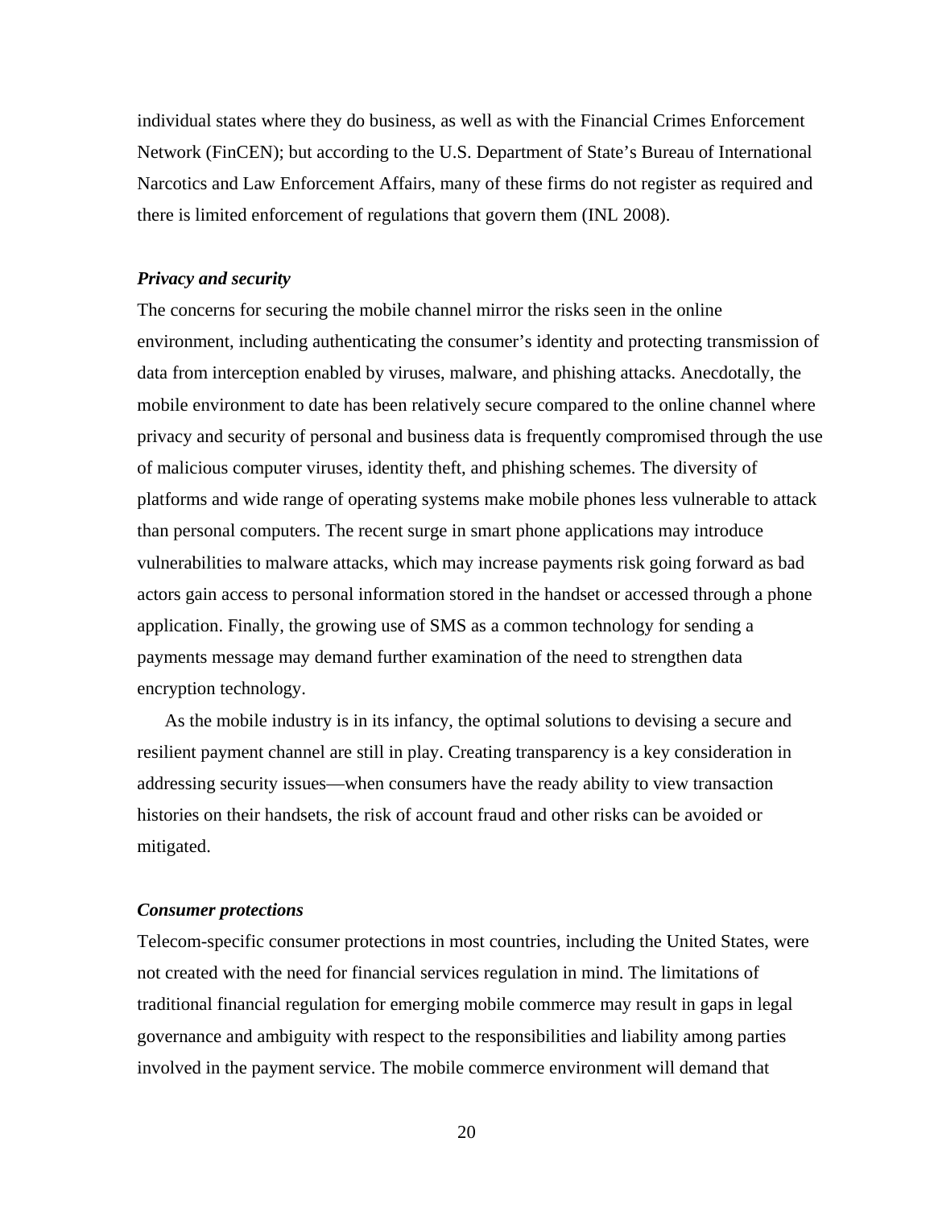individual states where they do business, as well as with the Financial Crimes Enforcement Network (FinCEN); but according to the U.S. Department of State's Bureau of International Narcotics and Law Enforcement Affairs, many of these firms do not register as required and there is limited enforcement of regulations that govern them (INL 2008).

***Privacy and security***

The concerns for securing the mobile channel mirror the risks seen in the online environment, including authenticating the consumer's identity and protecting transmission of data from interception enabled by viruses, malware, and phishing attacks. Anecdotally, the mobile environment to date has been relatively secure compared to the online channel where privacy and security of personal and business data is frequently compromised through the use of malicious computer viruses, identity theft, and phishing schemes. The diversity of platforms and wide range of operating systems make mobile phones less vulnerable to attack than personal computers. The recent surge in smart phone applications may introduce vulnerabilities to malware attacks, which may increase payments risk going forward as bad actors gain access to personal information stored in the handset or accessed through a phone application. Finally, the growing use of SMS as a common technology for sending a payments message may demand further examination of the need to strengthen data encryption technology.

As the mobile industry is in its infancy, the optimal solutions to devising a secure and resilient payment channel are still in play. Creating transparency is a key consideration in addressing security issues—when consumers have the ready ability to view transaction histories on their handsets, the risk of account fraud and other risks can be avoided or mitigated.

***Consumer protections***

Telecom-specific consumer protections in most countries, including the United States, were not created with the need for financial services regulation in mind. The limitations of traditional financial regulation for emerging mobile commerce may result in gaps in legal governance and ambiguity with respect to the responsibilities and liability among parties involved in the payment service. The mobile commerce environment will demand that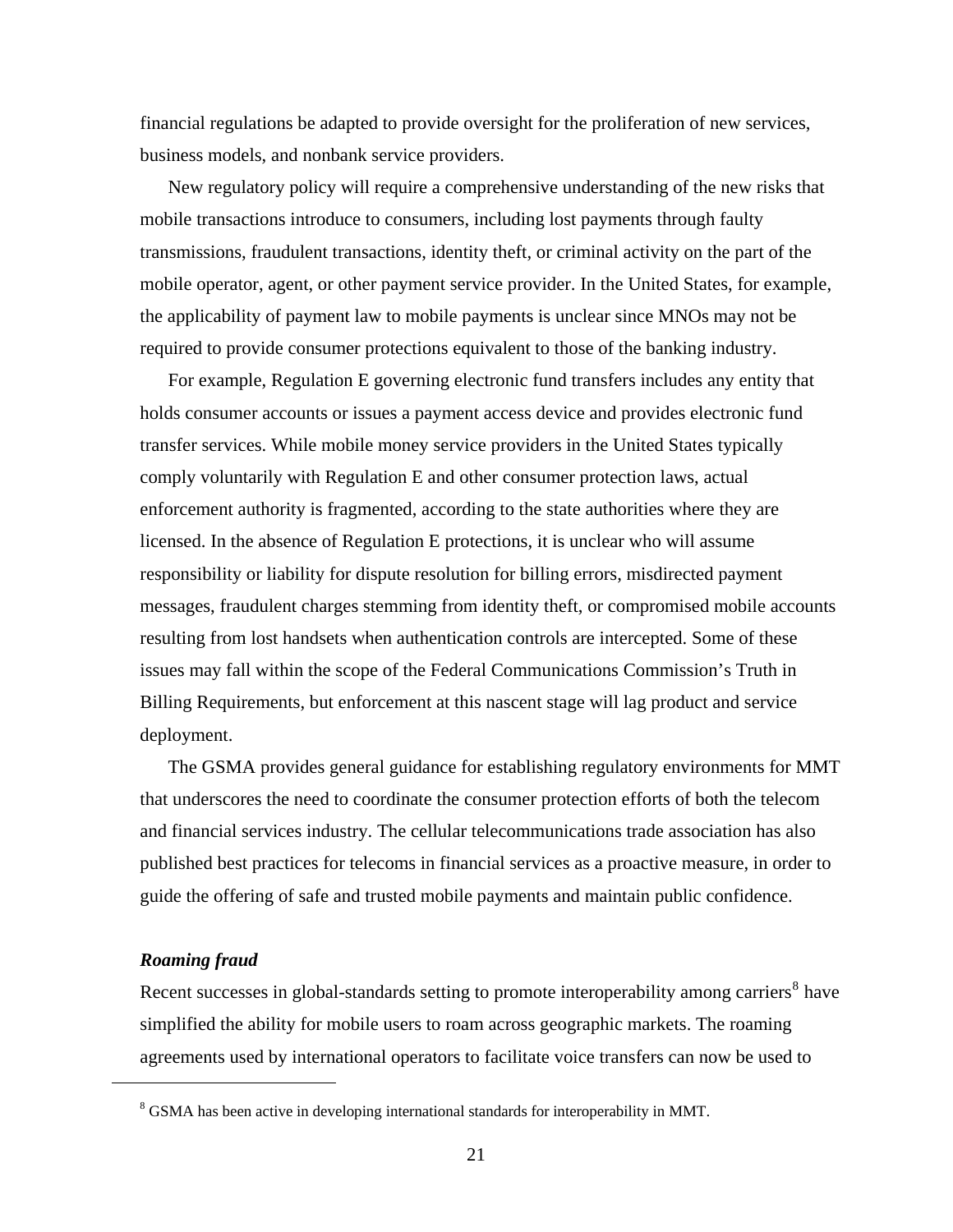financial regulations be adapted to provide oversight for the proliferation of new services, business models, and nonbank service providers.

New regulatory policy will require a comprehensive understanding of the new risks that mobile transactions introduce to consumers, including lost payments through faulty transmissions, fraudulent transactions, identity theft, or criminal activity on the part of the mobile operator, agent, or other payment service provider. In the United States, for example, the applicability of payment law to mobile payments is unclear since MNOs may not be required to provide consumer protections equivalent to those of the banking industry.

For example, Regulation E governing electronic fund transfers includes any entity that holds consumer accounts or issues a payment access device and provides electronic fund transfer services. While mobile money service providers in the United States typically comply voluntarily with Regulation E and other consumer protection laws, actual enforcement authority is fragmented, according to the state authorities where they are licensed. In the absence of Regulation E protections, it is unclear who will assume responsibility or liability for dispute resolution for billing errors, misdirected payment messages, fraudulent charges stemming from identity theft, or compromised mobile accounts resulting from lost handsets when authentication controls are intercepted. Some of these issues may fall within the scope of the Federal Communications Commission's Truth in Billing Requirements, but enforcement at this nascent stage will lag product and service deployment.

The GSMA provides general guidance for establishing regulatory environments for MMT that underscores the need to coordinate the consumer protection efforts of both the telecom and financial services industry. The cellular telecommunications trade association has also published best practices for telecoms in financial services as a proactive measure, in order to guide the offering of safe and trusted mobile payments and maintain public confidence.

***Roaming fraud***

Recent successes in global-standards setting to promote interoperability among carriers[8] have simplified the ability for mobile users to roam across geographic markets. The roaming agreements used by international operators to facilitate voice transfers can now be used to

---

[8] GSMA has been active in developing international standards for interoperability in MMT.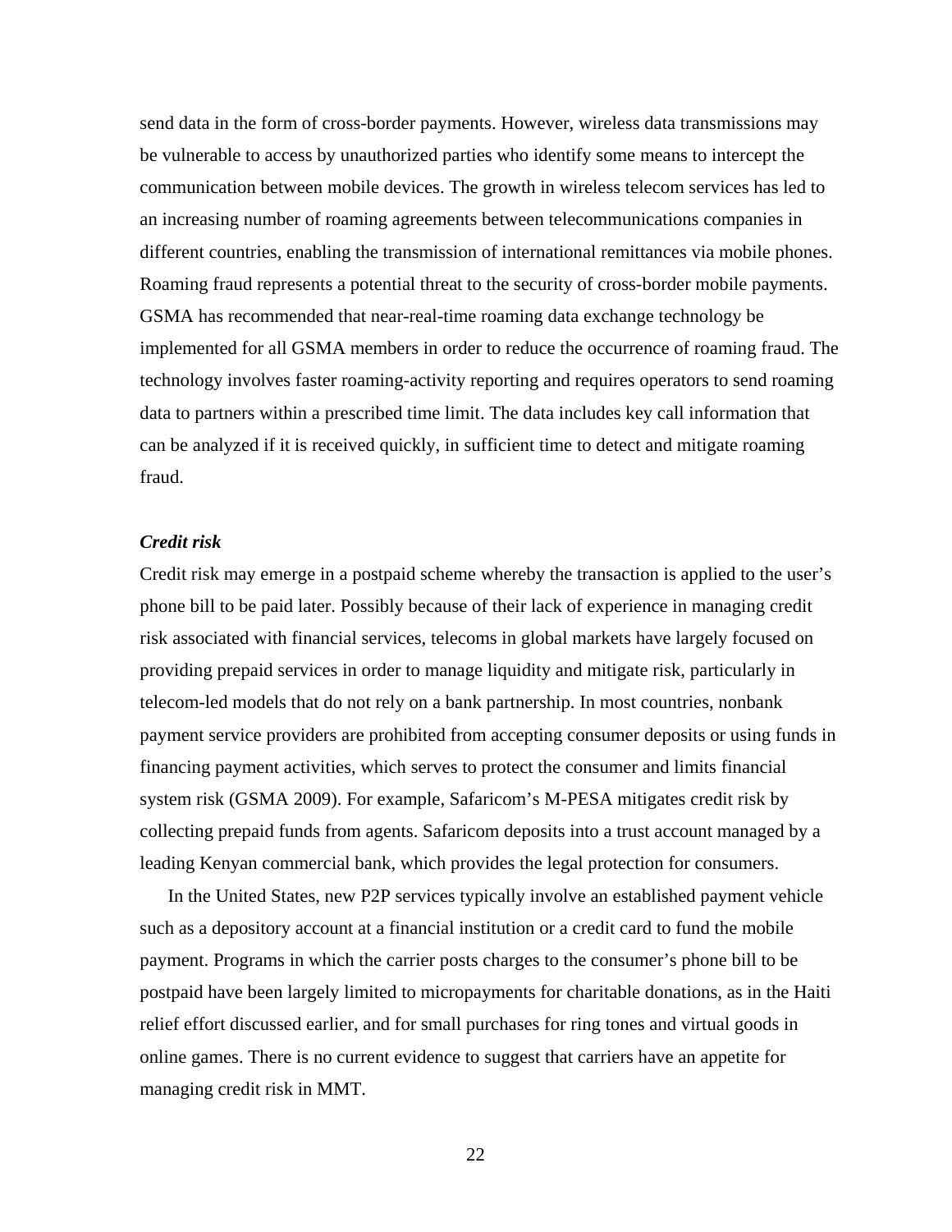send data in the form of cross-border payments. However, wireless data transmissions may be vulnerable to access by unauthorized parties who identify some means to intercept the communication between mobile devices. The growth in wireless telecom services has led to an increasing number of roaming agreements between telecommunications companies in different countries, enabling the transmission of international remittances via mobile phones. Roaming fraud represents a potential threat to the security of cross-border mobile payments. GSMA has recommended that near-real-time roaming data exchange technology be implemented for all GSMA members in order to reduce the occurrence of roaming fraud. The technology involves faster roaming-activity reporting and requires operators to send roaming data to partners within a prescribed time limit. The data includes key call information that can be analyzed if it is received quickly, in sufficient time to detect and mitigate roaming fraud.

***Credit risk***

Credit risk may emerge in a postpaid scheme whereby the transaction is applied to the user's phone bill to be paid later. Possibly because of their lack of experience in managing credit risk associated with financial services, telecoms in global markets have largely focused on providing prepaid services in order to manage liquidity and mitigate risk, particularly in telecom-led models that do not rely on a bank partnership. In most countries, nonbank payment service providers are prohibited from accepting consumer deposits or using funds in financing payment activities, which serves to protect the consumer and limits financial system risk (GSMA 2009). For example, Safaricom's M-PESA mitigates credit risk by collecting prepaid funds from agents. Safaricom deposits into a trust account managed by a leading Kenyan commercial bank, which provides the legal protection for consumers.

In the United States, new P2P services typically involve an established payment vehicle such as a depository account at a financial institution or a credit card to fund the mobile payment. Programs in which the carrier posts charges to the consumer's phone bill to be postpaid have been largely limited to micropayments for charitable donations, as in the Haiti relief effort discussed earlier, and for small purchases for ring tones and virtual goods in online games. There is no current evidence to suggest that carriers have an appetite for managing credit risk in MMT.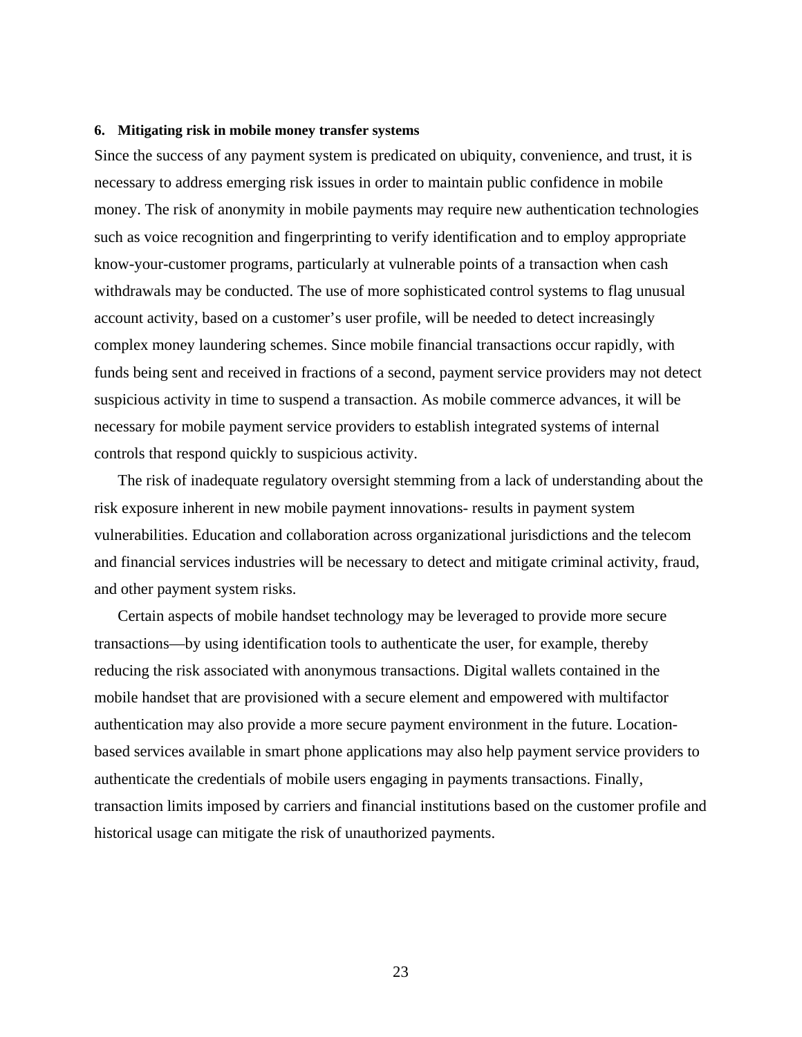## 6. Mitigating risk in mobile money transfer systems

Since the success of any payment system is predicated on ubiquity, convenience, and trust, it is necessary to address emerging risk issues in order to maintain public confidence in mobile money. The risk of anonymity in mobile payments may require new authentication technologies such as voice recognition and fingerprinting to verify identification and to employ appropriate know-your-customer programs, particularly at vulnerable points of a transaction when cash withdrawals may be conducted. The use of more sophisticated control systems to flag unusual account activity, based on a customer's user profile, will be needed to detect increasingly complex money laundering schemes. Since mobile financial transactions occur rapidly, with funds being sent and received in fractions of a second, payment service providers may not detect suspicious activity in time to suspend a transaction. As mobile commerce advances, it will be necessary for mobile payment service providers to establish integrated systems of internal controls that respond quickly to suspicious activity.

The risk of inadequate regulatory oversight stemming from a lack of understanding about the risk exposure inherent in new mobile payment innovations- results in payment system vulnerabilities. Education and collaboration across organizational jurisdictions and the telecom and financial services industries will be necessary to detect and mitigate criminal activity, fraud, and other payment system risks.

Certain aspects of mobile handset technology may be leveraged to provide more secure transactions—by using identification tools to authenticate the user, for example, thereby reducing the risk associated with anonymous transactions. Digital wallets contained in the mobile handset that are provisioned with a secure element and empowered with multifactor authentication may also provide a more secure payment environment in the future. Location-based services available in smart phone applications may also help payment service providers to authenticate the credentials of mobile users engaging in payments transactions. Finally, transaction limits imposed by carriers and financial institutions based on the customer profile and historical usage can mitigate the risk of unauthorized payments.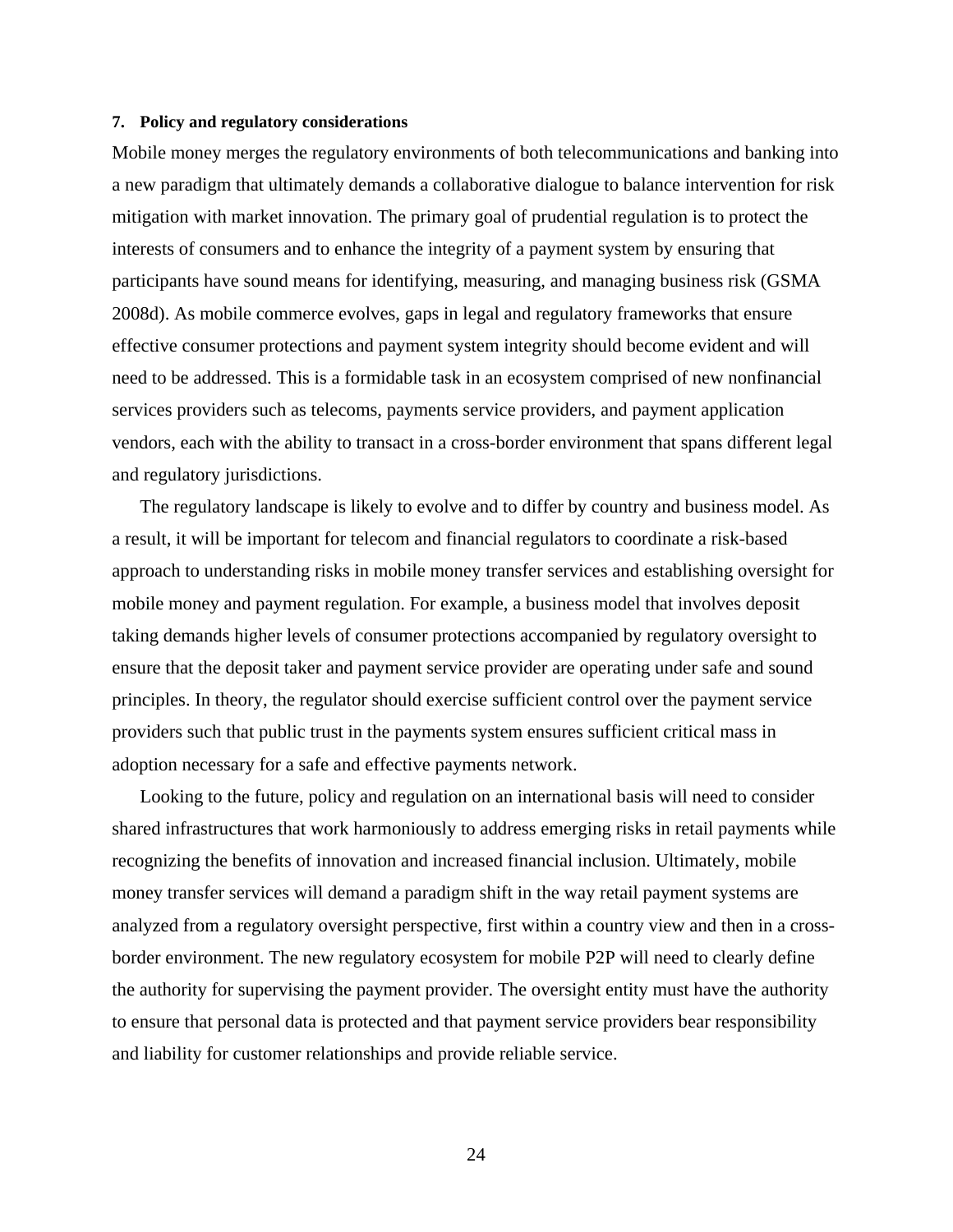## 7. Policy and regulatory considerations

Mobile money merges the regulatory environments of both telecommunications and banking into a new paradigm that ultimately demands a collaborative dialogue to balance intervention for risk mitigation with market innovation. The primary goal of prudential regulation is to protect the interests of consumers and to enhance the integrity of a payment system by ensuring that participants have sound means for identifying, measuring, and managing business risk (GSMA 2008d). As mobile commerce evolves, gaps in legal and regulatory frameworks that ensure effective consumer protections and payment system integrity should become evident and will need to be addressed. This is a formidable task in an ecosystem comprised of new nonfinancial services providers such as telecoms, payments service providers, and payment application vendors, each with the ability to transact in a cross-border environment that spans different legal and regulatory jurisdictions.

The regulatory landscape is likely to evolve and to differ by country and business model. As a result, it will be important for telecom and financial regulators to coordinate a risk-based approach to understanding risks in mobile money transfer services and establishing oversight for mobile money and payment regulation. For example, a business model that involves deposit taking demands higher levels of consumer protections accompanied by regulatory oversight to ensure that the deposit taker and payment service provider are operating under safe and sound principles. In theory, the regulator should exercise sufficient control over the payment service providers such that public trust in the payments system ensures sufficient critical mass in adoption necessary for a safe and effective payments network.

Looking to the future, policy and regulation on an international basis will need to consider shared infrastructures that work harmoniously to address emerging risks in retail payments while recognizing the benefits of innovation and increased financial inclusion. Ultimately, mobile money transfer services will demand a paradigm shift in the way retail payment systems are analyzed from a regulatory oversight perspective, first within a country view and then in a cross-border environment. The new regulatory ecosystem for mobile P2P will need to clearly define the authority for supervising the payment provider. The oversight entity must have the authority to ensure that personal data is protected and that payment service providers bear responsibility and liability for customer relationships and provide reliable service.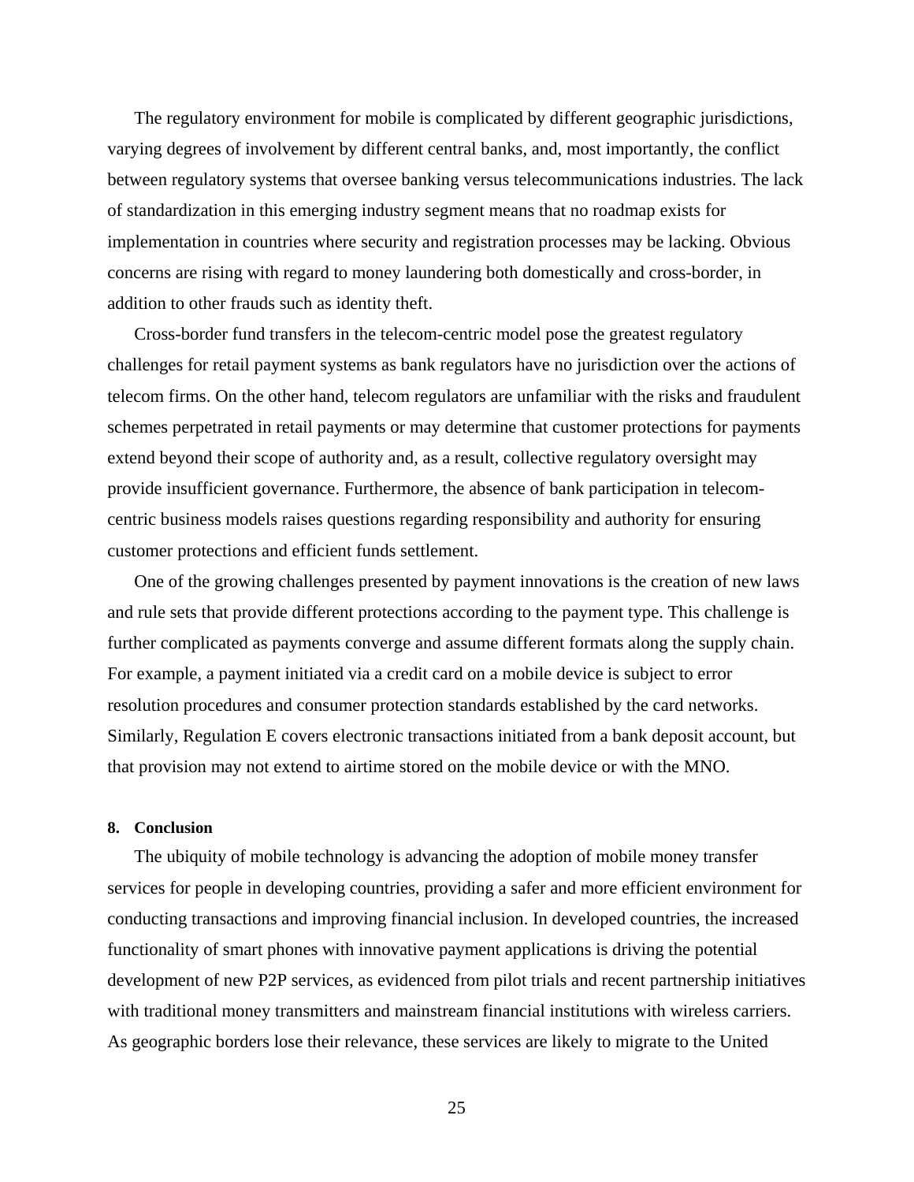The regulatory environment for mobile is complicated by different geographic jurisdictions, varying degrees of involvement by different central banks, and, most importantly, the conflict between regulatory systems that oversee banking versus telecommunications industries. The lack of standardization in this emerging industry segment means that no roadmap exists for implementation in countries where security and registration processes may be lacking. Obvious concerns are rising with regard to money laundering both domestically and cross-border, in addition to other frauds such as identity theft.

Cross-border fund transfers in the telecom-centric model pose the greatest regulatory challenges for retail payment systems as bank regulators have no jurisdiction over the actions of telecom firms. On the other hand, telecom regulators are unfamiliar with the risks and fraudulent schemes perpetrated in retail payments or may determine that customer protections for payments extend beyond their scope of authority and, as a result, collective regulatory oversight may provide insufficient governance. Furthermore, the absence of bank participation in telecom-centric business models raises questions regarding responsibility and authority for ensuring customer protections and efficient funds settlement.

One of the growing challenges presented by payment innovations is the creation of new laws and rule sets that provide different protections according to the payment type. This challenge is further complicated as payments converge and assume different formats along the supply chain. For example, a payment initiated via a credit card on a mobile device is subject to error resolution procedures and consumer protection standards established by the card networks. Similarly, Regulation E covers electronic transactions initiated from a bank deposit account, but that provision may not extend to airtime stored on the mobile device or with the MNO.

## 8. Conclusion

The ubiquity of mobile technology is advancing the adoption of mobile money transfer services for people in developing countries, providing a safer and more efficient environment for conducting transactions and improving financial inclusion. In developed countries, the increased functionality of smart phones with innovative payment applications is driving the potential development of new P2P services, as evidenced from pilot trials and recent partnership initiatives with traditional money transmitters and mainstream financial institutions with wireless carriers. As geographic borders lose their relevance, these services are likely to migrate to the United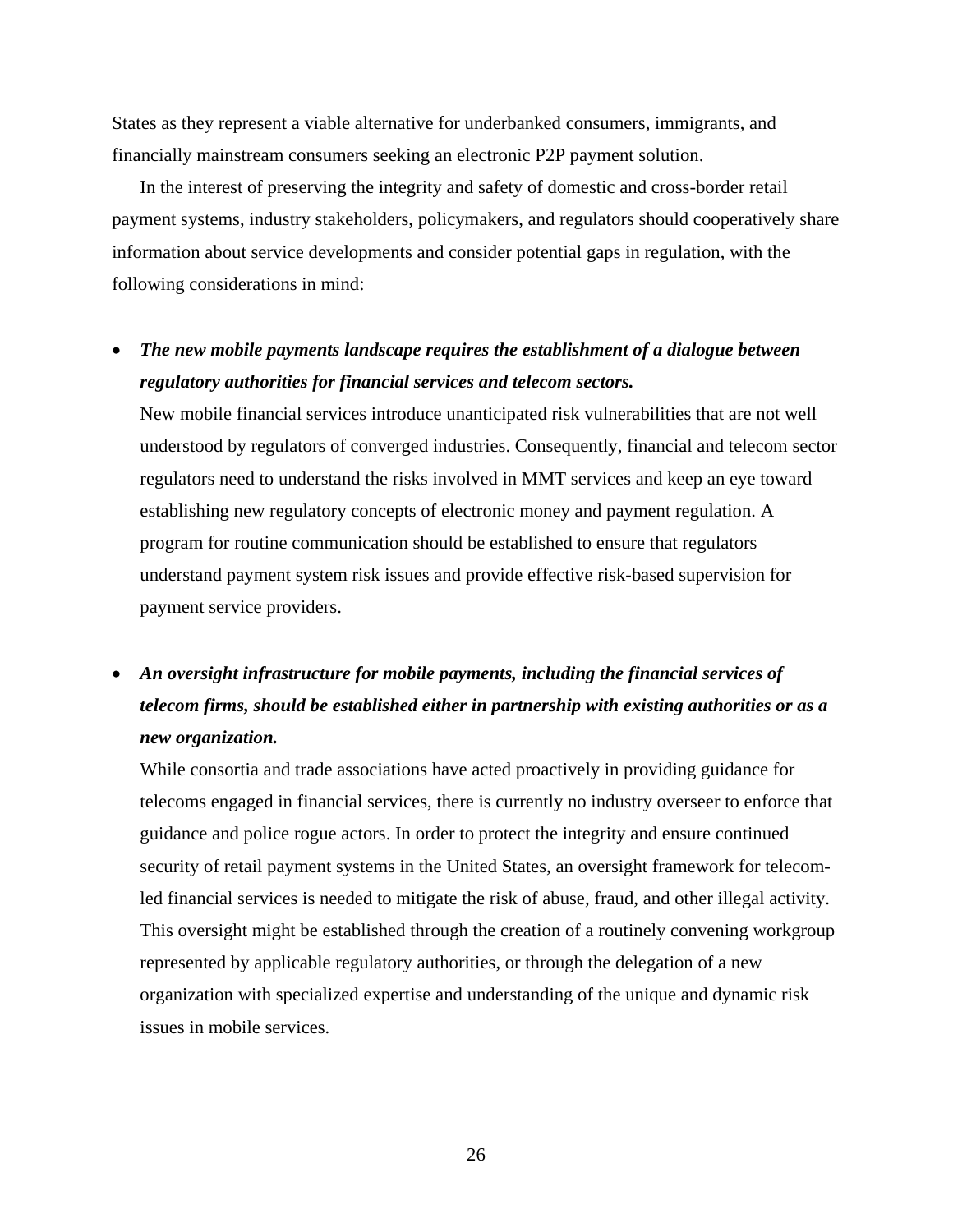States as they represent a viable alternative for underbanked consumers, immigrants, and financially mainstream consumers seeking an electronic P2P payment solution.

In the interest of preserving the integrity and safety of domestic and cross-border retail payment systems, industry stakeholders, policymakers, and regulators should cooperatively share information about service developments and consider potential gaps in regulation, with the following considerations in mind:

- ***The new mobile payments landscape requires the establishment of a dialogue between regulatory authorities for financial services and telecom sectors.***
  New mobile financial services introduce unanticipated risk vulnerabilities that are not well understood by regulators of converged industries. Consequently, financial and telecom sector regulators need to understand the risks involved in MMT services and keep an eye toward establishing new regulatory concepts of electronic money and payment regulation. A program for routine communication should be established to ensure that regulators understand payment system risk issues and provide effective risk-based supervision for payment service providers.

- ***An oversight infrastructure for mobile payments, including the financial services of telecom firms, should be established either in partnership with existing authorities or as a new organization.***
  While consortia and trade associations have acted proactively in providing guidance for telecoms engaged in financial services, there is currently no industry overseer to enforce that guidance and police rogue actors. In order to protect the integrity and ensure continued security of retail payment systems in the United States, an oversight framework for telecom-led financial services is needed to mitigate the risk of abuse, fraud, and other illegal activity. This oversight might be established through the creation of a routinely convening workgroup represented by applicable regulatory authorities, or through the delegation of a new organization with specialized expertise and understanding of the unique and dynamic risk issues in mobile services.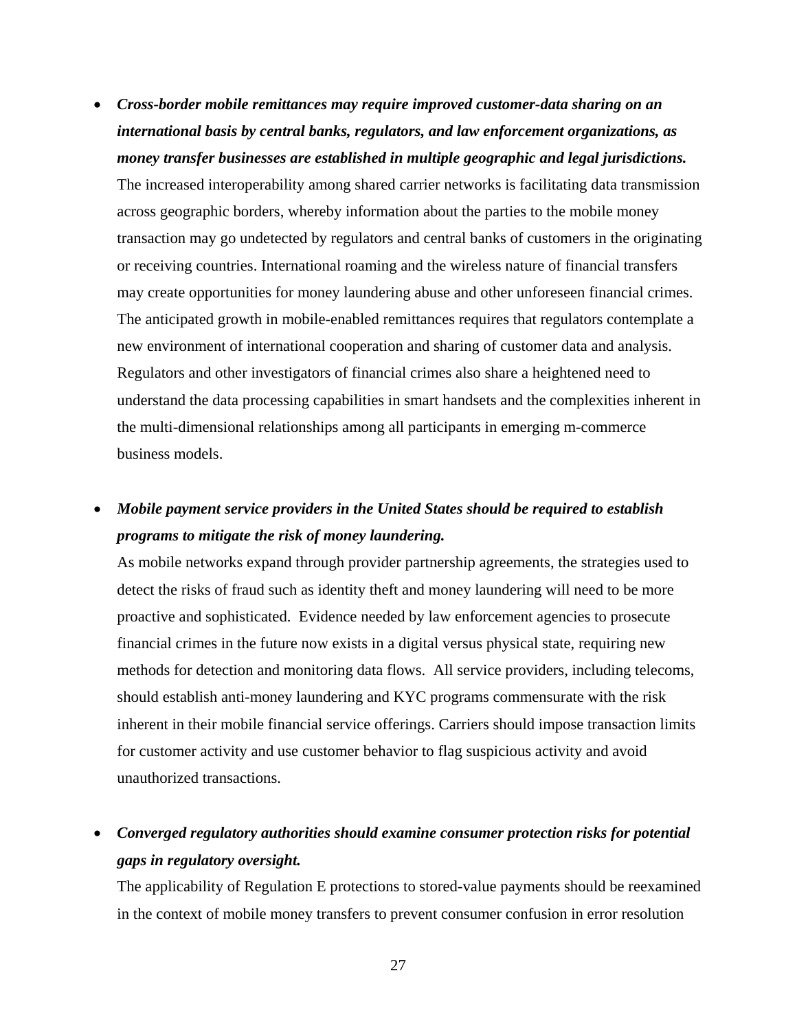- ***Cross-border mobile remittances may require improved customer-data sharing on an international basis by central banks, regulators, and law enforcement organizations, as money transfer businesses are established in multiple geographic and legal jurisdictions.*** The increased interoperability among shared carrier networks is facilitating data transmission across geographic borders, whereby information about the parties to the mobile money transaction may go undetected by regulators and central banks of customers in the originating or receiving countries. International roaming and the wireless nature of financial transfers may create opportunities for money laundering abuse and other unforeseen financial crimes. The anticipated growth in mobile-enabled remittances requires that regulators contemplate a new environment of international cooperation and sharing of customer data and analysis. Regulators and other investigators of financial crimes also share a heightened need to understand the data processing capabilities in smart handsets and the complexities inherent in the multi-dimensional relationships among all participants in emerging m-commerce business models.

- ***Mobile payment service providers in the United States should be required to establish programs to mitigate the risk of money laundering.*** As mobile networks expand through provider partnership agreements, the strategies used to detect the risks of fraud such as identity theft and money laundering will need to be more proactive and sophisticated. Evidence needed by law enforcement agencies to prosecute financial crimes in the future now exists in a digital versus physical state, requiring new methods for detection and monitoring data flows. All service providers, including telecoms, should establish anti-money laundering and KYC programs commensurate with the risk inherent in their mobile financial service offerings. Carriers should impose transaction limits for customer activity and use customer behavior to flag suspicious activity and avoid unauthorized transactions.

- ***Converged regulatory authorities should examine consumer protection risks for potential gaps in regulatory oversight.*** The applicability of Regulation E protections to stored-value payments should be reexamined in the context of mobile money transfers to prevent consumer confusion in error resolution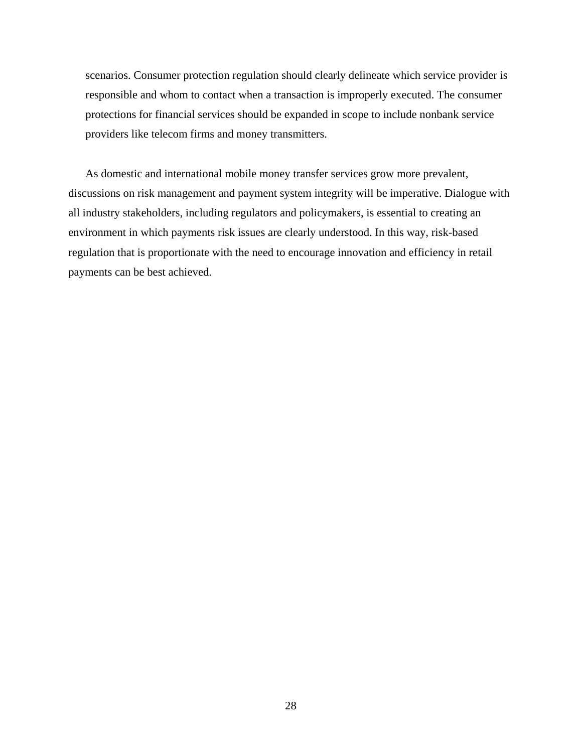scenarios. Consumer protection regulation should clearly delineate which service provider is responsible and whom to contact when a transaction is improperly executed. The consumer protections for financial services should be expanded in scope to include nonbank service providers like telecom firms and money transmitters.

As domestic and international mobile money transfer services grow more prevalent, discussions on risk management and payment system integrity will be imperative. Dialogue with all industry stakeholders, including regulators and policymakers, is essential to creating an environment in which payments risk issues are clearly understood. In this way, risk-based regulation that is proportionate with the need to encourage innovation and efficiency in retail payments can be best achieved.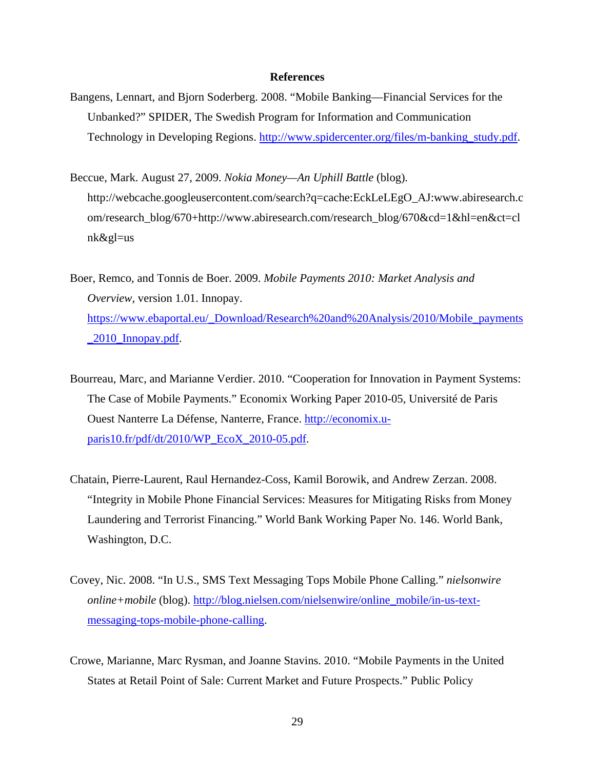**References**

Bangens, Lennart, and Bjorn Soderberg. 2008. "Mobile Banking—Financial Services for the Unbanked?" SPIDER, The Swedish Program for Information and Communication Technology in Developing Regions. http://www.spidercenter.org/files/m-banking_study.pdf.

Beccue, Mark. August 27, 2009. *Nokia Money—An Uphill Battle* (blog). http://webcache.googleusercontent.com/search?q=cache:EckLeLEgO_AJ:www.abiresearch.com/research_blog/670+http://www.abiresearch.com/research_blog/670&cd=1&hl=en&ct=clnk&gl=us

Boer, Remco, and Tonnis de Boer. 2009. *Mobile Payments 2010: Market Analysis and Overview,* version 1.01. Innopay. https://www.ebaportal.eu/_Download/Research%20and%20Analysis/2010/Mobile_payments_2010_Innopay.pdf.

Bourreau, Marc, and Marianne Verdier. 2010. "Cooperation for Innovation in Payment Systems: The Case of Mobile Payments." Economix Working Paper 2010-05, Université de Paris Ouest Nanterre La Défense, Nanterre, France. http://economix.u-paris10.fr/pdf/dt/2010/WP_EcoX_2010-05.pdf.

Chatain, Pierre-Laurent, Raul Hernandez-Coss, Kamil Borowik, and Andrew Zerzan. 2008. "Integrity in Mobile Phone Financial Services: Measures for Mitigating Risks from Money Laundering and Terrorist Financing." World Bank Working Paper No. 146. World Bank, Washington, D.C.

Covey, Nic. 2008. "In U.S., SMS Text Messaging Tops Mobile Phone Calling." *nielsonwire online+mobile* (blog). http://blog.nielsen.com/nielsenwire/online_mobile/in-us-text-messaging-tops-mobile-phone-calling.

Crowe, Marianne, Marc Rysman, and Joanne Stavins. 2010. "Mobile Payments in the United States at Retail Point of Sale: Current Market and Future Prospects." Public Policy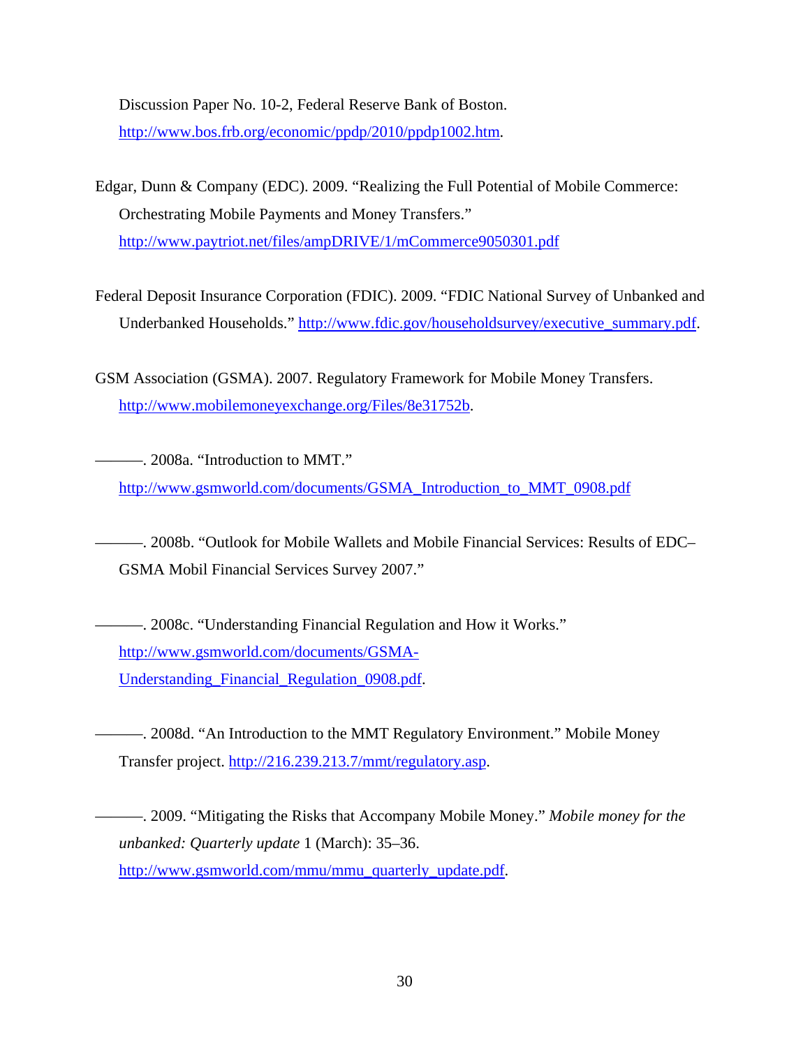Discussion Paper No. 10-2, Federal Reserve Bank of Boston. http://www.bos.frb.org/economic/ppdp/2010/ppdp1002.htm.

Edgar, Dunn & Company (EDC). 2009. "Realizing the Full Potential of Mobile Commerce: Orchestrating Mobile Payments and Money Transfers." http://www.paytriot.net/files/ampDRIVE/1/mCommerce9050301.pdf

Federal Deposit Insurance Corporation (FDIC). 2009. "FDIC National Survey of Unbanked and Underbanked Households." http://www.fdic.gov/householdsurvey/executive_summary.pdf.

GSM Association (GSMA). 2007. Regulatory Framework for Mobile Money Transfers. http://www.mobilemoneyexchange.org/Files/8e31752b.

———. 2008a. "Introduction to MMT." http://www.gsmworld.com/documents/GSMA_Introduction_to_MMT_0908.pdf

———. 2008b. "Outlook for Mobile Wallets and Mobile Financial Services: Results of EDC–GSMA Mobil Financial Services Survey 2007."

———. 2008c. "Understanding Financial Regulation and How it Works." http://www.gsmworld.com/documents/GSMA-Understanding_Financial_Regulation_0908.pdf.

———. 2008d. "An Introduction to the MMT Regulatory Environment." Mobile Money Transfer project. http://216.239.213.7/mmt/regulatory.asp.

———. 2009. "Mitigating the Risks that Accompany Mobile Money." *Mobile money for the unbanked: Quarterly update* 1 (March): 35–36. http://www.gsmworld.com/mmu/mmu_quarterly_update.pdf.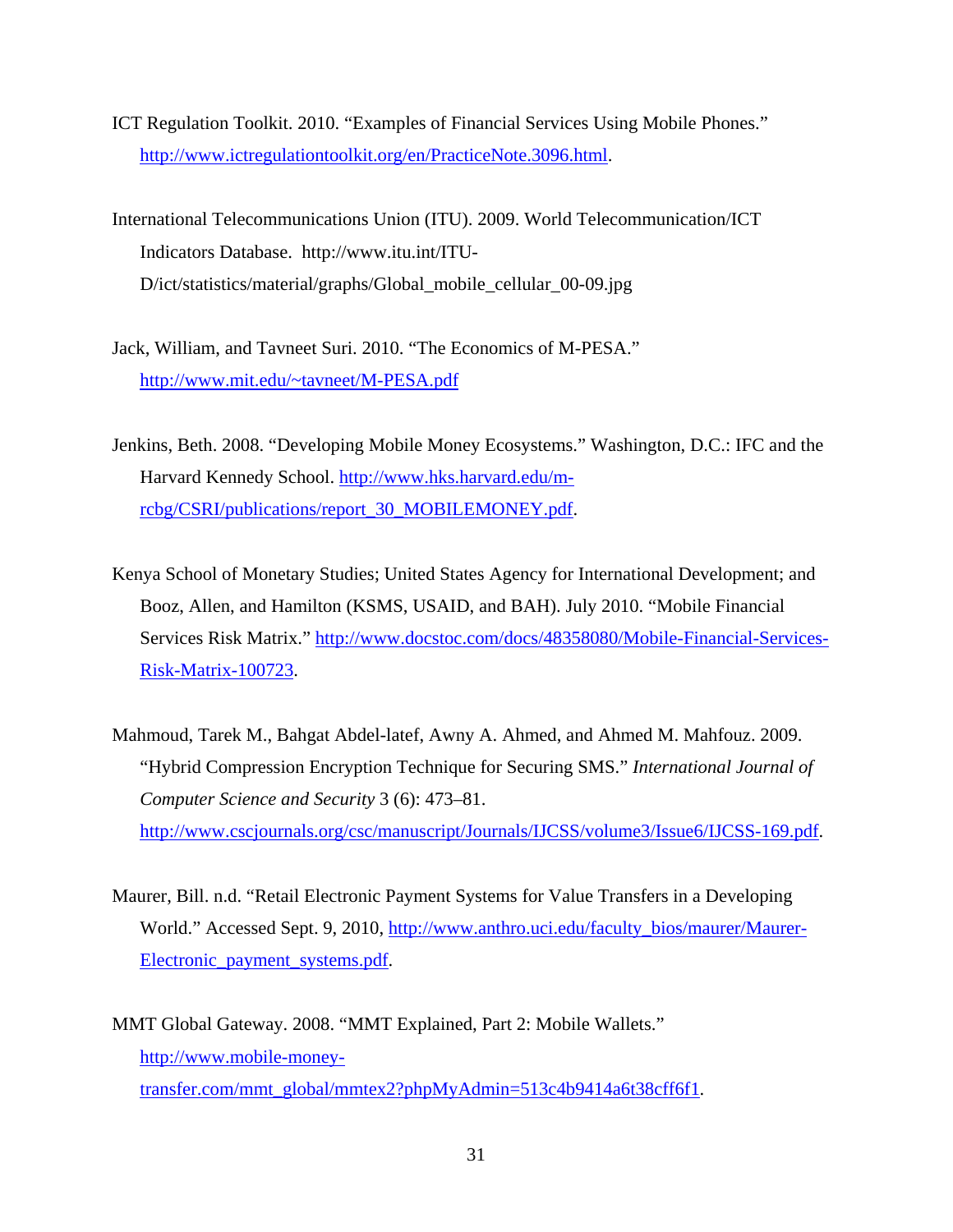ICT Regulation Toolkit. 2010. "Examples of Financial Services Using Mobile Phones." http://www.ictregulationtoolkit.org/en/PracticeNote.3096.html.

International Telecommunications Union (ITU). 2009. World Telecommunication/ICT Indicators Database. http://www.itu.int/ITU-D/ict/statistics/material/graphs/Global_mobile_cellular_00-09.jpg

Jack, William, and Tavneet Suri. 2010. "The Economics of M-PESA." http://www.mit.edu/~tavneet/M-PESA.pdf

Jenkins, Beth. 2008. "Developing Mobile Money Ecosystems." Washington, D.C.: IFC and the Harvard Kennedy School. http://www.hks.harvard.edu/m-rcbg/CSRI/publications/report_30_MOBILEMONEY.pdf.

Kenya School of Monetary Studies; United States Agency for International Development; and Booz, Allen, and Hamilton (KSMS, USAID, and BAH). July 2010. "Mobile Financial Services Risk Matrix." http://www.docstoc.com/docs/48358080/Mobile-Financial-Services-Risk-Matrix-100723.

Mahmoud, Tarek M., Bahgat Abdel-latef, Awny A. Ahmed, and Ahmed M. Mahfouz. 2009. "Hybrid Compression Encryption Technique for Securing SMS." *International Journal of Computer Science and Security* 3 (6): 473–81. http://www.cscjournals.org/csc/manuscript/Journals/IJCSS/volume3/Issue6/IJCSS-169.pdf.

Maurer, Bill. n.d. "Retail Electronic Payment Systems for Value Transfers in a Developing World." Accessed Sept. 9, 2010, http://www.anthro.uci.edu/faculty_bios/maurer/Maurer-Electronic_payment_systems.pdf.

MMT Global Gateway. 2008. "MMT Explained, Part 2: Mobile Wallets." http://www.mobile-money-transfer.com/mmt_global/mmtex2?phpMyAdmin=513c4b9414a6t38cff6f1.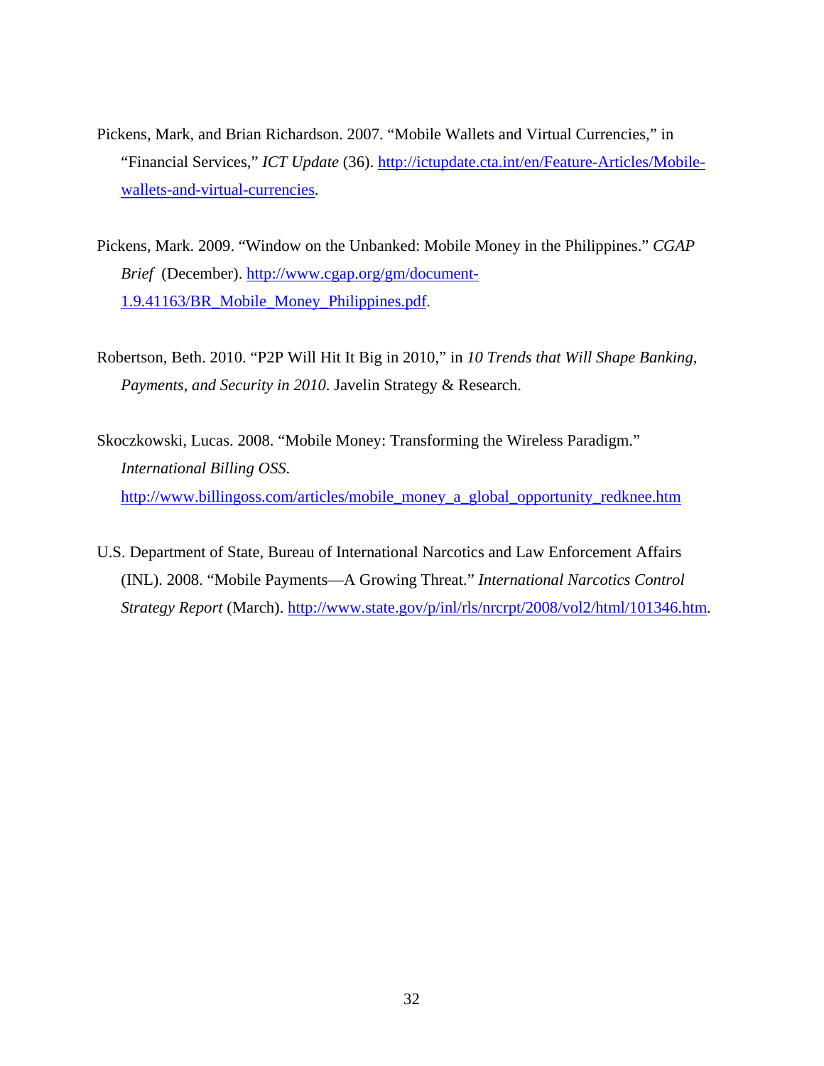Pickens, Mark, and Brian Richardson. 2007. "Mobile Wallets and Virtual Currencies," in "Financial Services," *ICT Update* (36). http://ictupdate.cta.int/en/Feature-Articles/Mobile-wallets-and-virtual-currencies.

Pickens, Mark. 2009. "Window on the Unbanked: Mobile Money in the Philippines." *CGAP Brief* (December). http://www.cgap.org/gm/document-1.9.41163/BR_Mobile_Money_Philippines.pdf.

Robertson, Beth. 2010. "P2P Will Hit It Big in 2010," in *10 Trends that Will Shape Banking, Payments, and Security in 2010*. Javelin Strategy & Research.

Skoczkowski, Lucas. 2008. "Mobile Money: Transforming the Wireless Paradigm." *International Billing OSS.* http://www.billingoss.com/articles/mobile_money_a_global_opportunity_redknee.htm

U.S. Department of State, Bureau of International Narcotics and Law Enforcement Affairs (INL). 2008. "Mobile Payments—A Growing Threat." *International Narcotics Control Strategy Report* (March). http://www.state.gov/p/inl/rls/nrcrpt/2008/vol2/html/101346.htm.